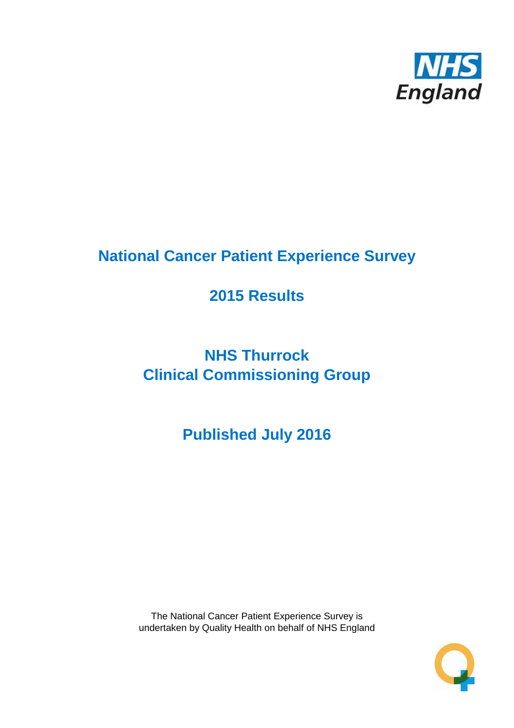# National Cancer Patient Experience Survey

## 2015 Results

## NHS Thurrock
## Clinical Commissioning Group

## Published July 2016

The National Cancer Patient Experience Survey is undertaken by Quality Health on behalf of NHS England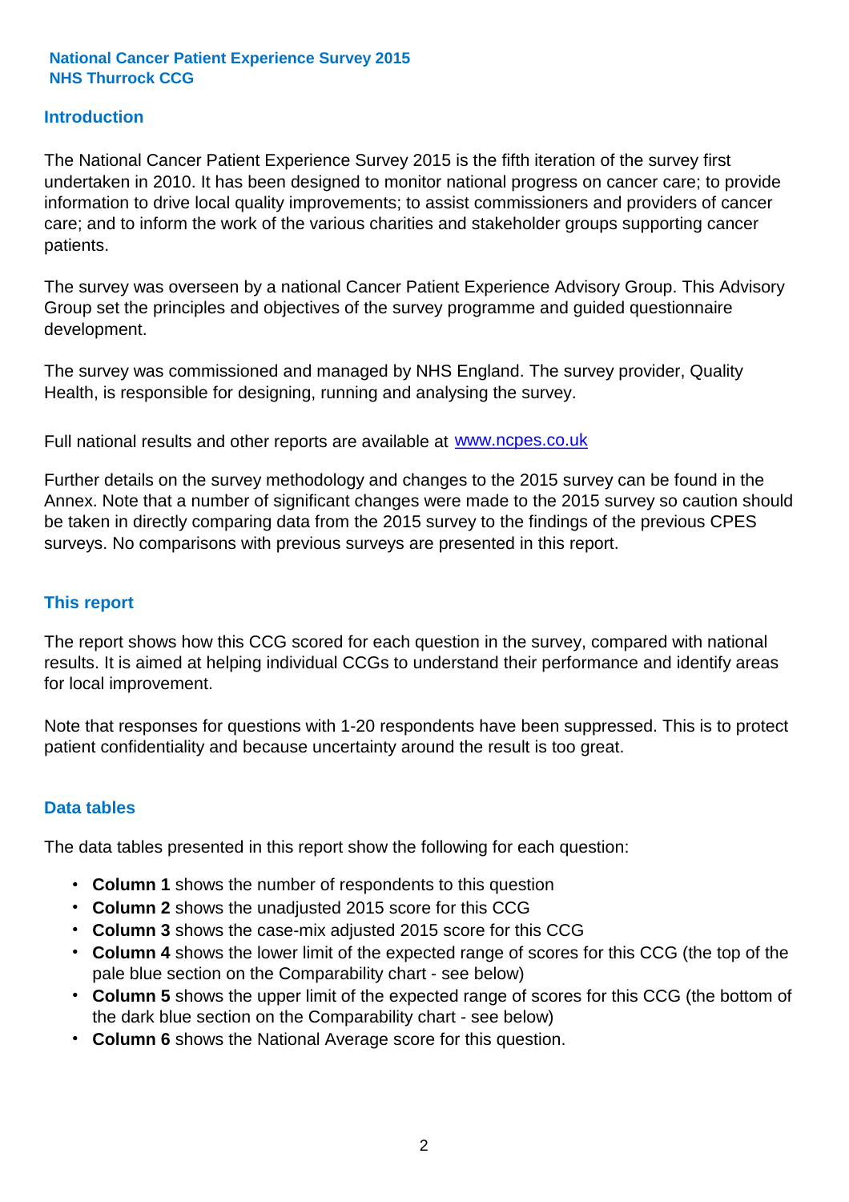**National Cancer Patient Experience Survey 2015**
**NHS Thurrock CCG**

## Introduction

The National Cancer Patient Experience Survey 2015 is the fifth iteration of the survey first undertaken in 2010. It has been designed to monitor national progress on cancer care; to provide information to drive local quality improvements; to assist commissioners and providers of cancer care; and to inform the work of the various charities and stakeholder groups supporting cancer patients.

The survey was overseen by a national Cancer Patient Experience Advisory Group. This Advisory Group set the principles and objectives of the survey programme and guided questionnaire development.

The survey was commissioned and managed by NHS England. The survey provider, Quality Health, is responsible for designing, running and analysing the survey.

Full national results and other reports are available at [www.ncpes.co.uk](www.ncpes.co.uk)

Further details on the survey methodology and changes to the 2015 survey can be found in the Annex. Note that a number of significant changes were made to the 2015 survey so caution should be taken in directly comparing data from the 2015 survey to the findings of the previous CPES surveys. No comparisons with previous surveys are presented in this report.

## This report

The report shows how this CCG scored for each question in the survey, compared with national results. It is aimed at helping individual CCGs to understand their performance and identify areas for local improvement.

Note that responses for questions with 1-20 respondents have been suppressed. This is to protect patient confidentiality and because uncertainty around the result is too great.

## Data tables

The data tables presented in this report show the following for each question:

- **Column 1** shows the number of respondents to this question
- **Column 2** shows the unadjusted 2015 score for this CCG
- **Column 3** shows the case-mix adjusted 2015 score for this CCG
- **Column 4** shows the lower limit of the expected range of scores for this CCG (the top of the pale blue section on the Comparability chart - see below)
- **Column 5** shows the upper limit of the expected range of scores for this CCG (the bottom of the dark blue section on the Comparability chart - see below)
- **Column 6** shows the National Average score for this question.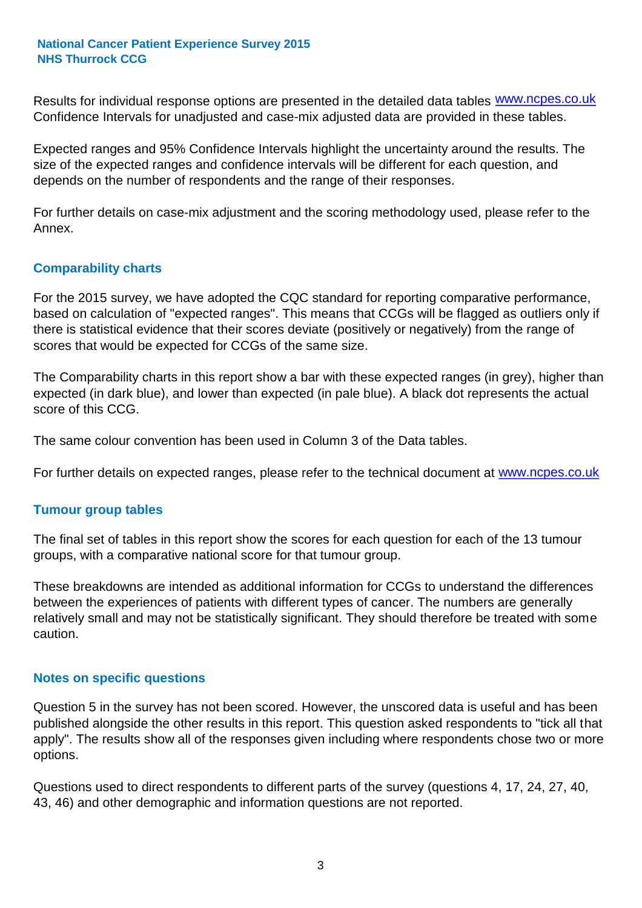Results for individual response options are presented in the detailed data tables www.ncpes.co.uk Confidence Intervals for unadjusted and case-mix adjusted data are provided in these tables.

Expected ranges and 95% Confidence Intervals highlight the uncertainty around the results. The size of the expected ranges and confidence intervals will be different for each question, and depends on the number of respondents and the range of their responses.

For further details on case-mix adjustment and the scoring methodology used, please refer to the Annex.

## Comparability charts

For the 2015 survey, we have adopted the CQC standard for reporting comparative performance, based on calculation of "expected ranges". This means that CCGs will be flagged as outliers only if there is statistical evidence that their scores deviate (positively or negatively) from the range of scores that would be expected for CCGs of the same size.

The Comparability charts in this report show a bar with these expected ranges (in grey), higher than expected (in dark blue), and lower than expected (in pale blue). A black dot represents the actual score of this CCG.

The same colour convention has been used in Column 3 of the Data tables.

For further details on expected ranges, please refer to the technical document at www.ncpes.co.uk

## Tumour group tables

The final set of tables in this report show the scores for each question for each of the 13 tumour groups, with a comparative national score for that tumour group.

These breakdowns are intended as additional information for CCGs to understand the differences between the experiences of patients with different types of cancer. The numbers are generally relatively small and may not be statistically significant. They should therefore be treated with some caution.

## Notes on specific questions

Question 5 in the survey has not been scored. However, the unscored data is useful and has been published alongside the other results in this report. This question asked respondents to "tick all that apply". The results show all of the responses given including where respondents chose two or more options.

Questions used to direct respondents to different parts of the survey (questions 4, 17, 24, 27, 40, 43, 46) and other demographic and information questions are not reported.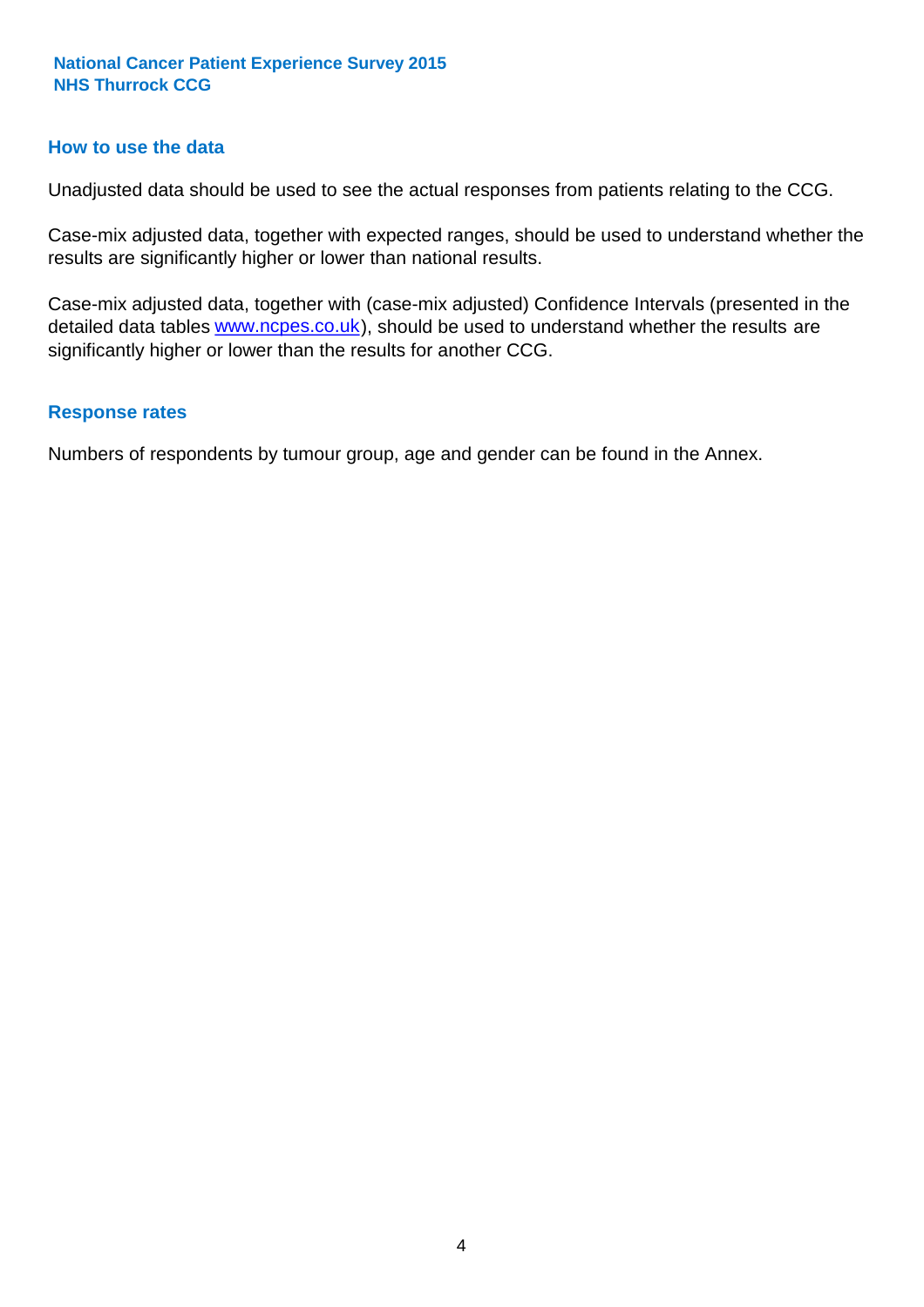## How to use the data

Unadjusted data should be used to see the actual responses from patients relating to the CCG.

Case-mix adjusted data, together with expected ranges, should be used to understand whether the results are significantly higher or lower than national results.

Case-mix adjusted data, together with (case-mix adjusted) Confidence Intervals (presented in the detailed data tables www.ncpes.co.uk), should be used to understand whether the results are significantly higher or lower than the results for another CCG.

## Response rates

Numbers of respondents by tumour group, age and gender can be found in the Annex.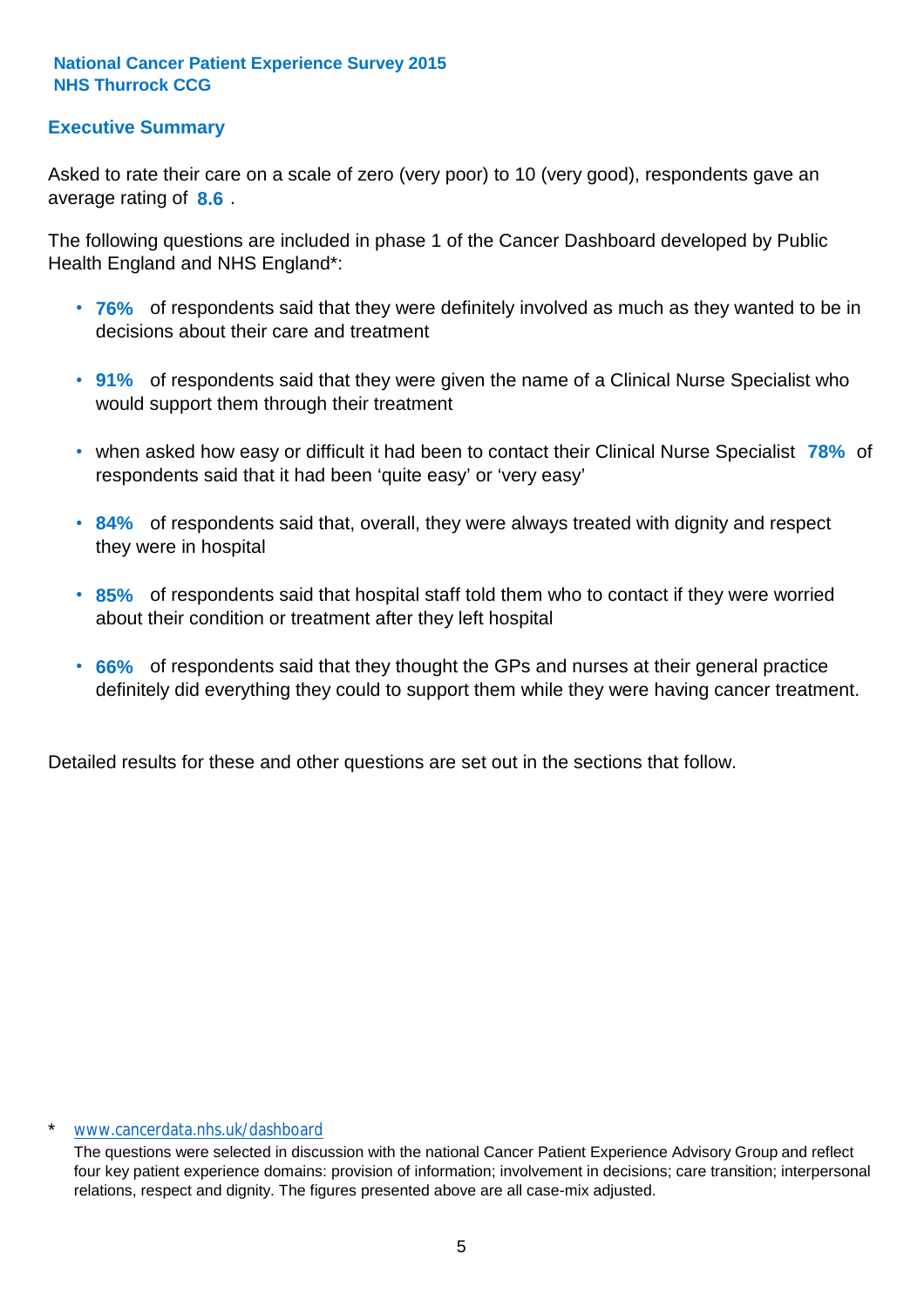**National Cancer Patient Experience Survey 2015**
**NHS Thurrock CCG**

## Executive Summary

Asked to rate their care on a scale of zero (very poor) to 10 (very good), respondents gave an average rating of **8.6** .

The following questions are included in phase 1 of the Cancer Dashboard developed by Public Health England and NHS England*:

- **76%** of respondents said that they were definitely involved as much as they wanted to be in decisions about their care and treatment
- **91%** of respondents said that they were given the name of a Clinical Nurse Specialist who would support them through their treatment
- when asked how easy or difficult it had been to contact their Clinical Nurse Specialist **78%** of respondents said that it had been 'quite easy' or 'very easy'
- **84%** of respondents said that, overall, they were always treated with dignity and respect they were in hospital
- **85%** of respondents said that hospital staff told them who to contact if they were worried about their condition or treatment after they left hospital
- **66%** of respondents said that they thought the GPs and nurses at their general practice definitely did everything they could to support them while they were having cancer treatment.

Detailed results for these and other questions are set out in the sections that follow.

\* www.cancerdata.nhs.uk/dashboard

The questions were selected in discussion with the national Cancer Patient Experience Advisory Group and reflect four key patient experience domains: provision of information; involvement in decisions; care transition; interpersonal relations, respect and dignity. The figures presented above are all case-mix adjusted.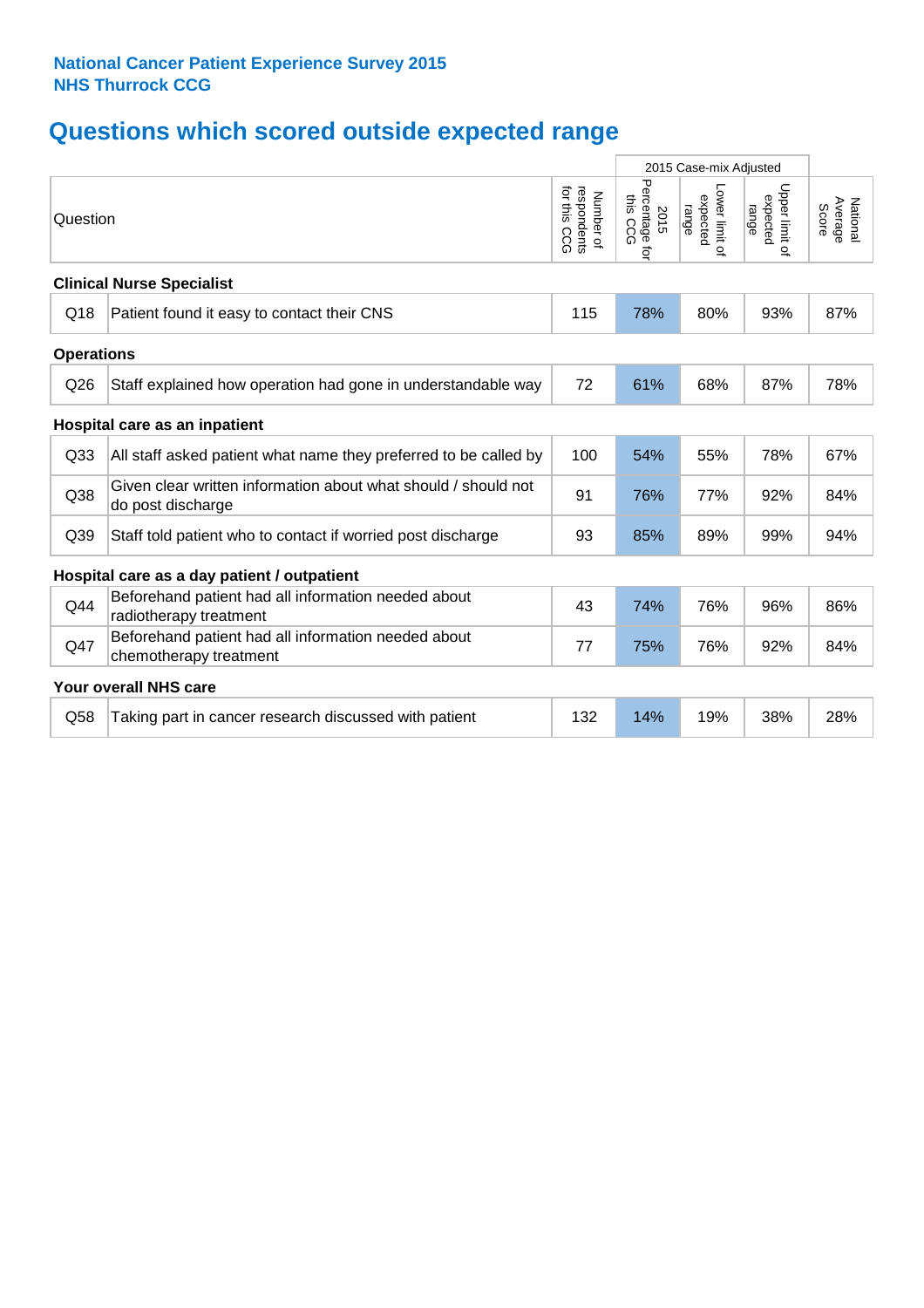**National Cancer Patient Experience Survey 2015**
**NHS Thurrock CCG**

# Questions which scored outside expected range

| | | | 2015 Case-mix Adjusted | | | |
|---|---|---|---|---|---|---|
| Question | | Number of respondents for this CCG | 2015 Percentage for this CCG | Lower limit of expected range | Upper limit of expected range | National Average Score |
| **Clinical Nurse Specialist** | | | | | | |
| Q18 | Patient found it easy to contact their CNS | 115 | 78% | 80% | 93% | 87% |
| **Operations** | | | | | | |
| Q26 | Staff explained how operation had gone in understandable way | 72 | 61% | 68% | 87% | 78% |
| **Hospital care as an inpatient** | | | | | | |
| Q33 | All staff asked patient what name they preferred to be called by | 100 | 54% | 55% | 78% | 67% |
| Q38 | Given clear written information about what should / should not do post discharge | 91 | 76% | 77% | 92% | 84% |
| Q39 | Staff told patient who to contact if worried post discharge | 93 | 85% | 89% | 99% | 94% |
| **Hospital care as a day patient / outpatient** | | | | | | |
| Q44 | Beforehand patient had all information needed about radiotherapy treatment | 43 | 74% | 76% | 96% | 86% |
| Q47 | Beforehand patient had all information needed about chemotherapy treatment | 77 | 75% | 76% | 92% | 84% |
| **Your overall NHS care** | | | | | | |
| Q58 | Taking part in cancer research discussed with patient | 132 | 14% | 19% | 38% | 28% |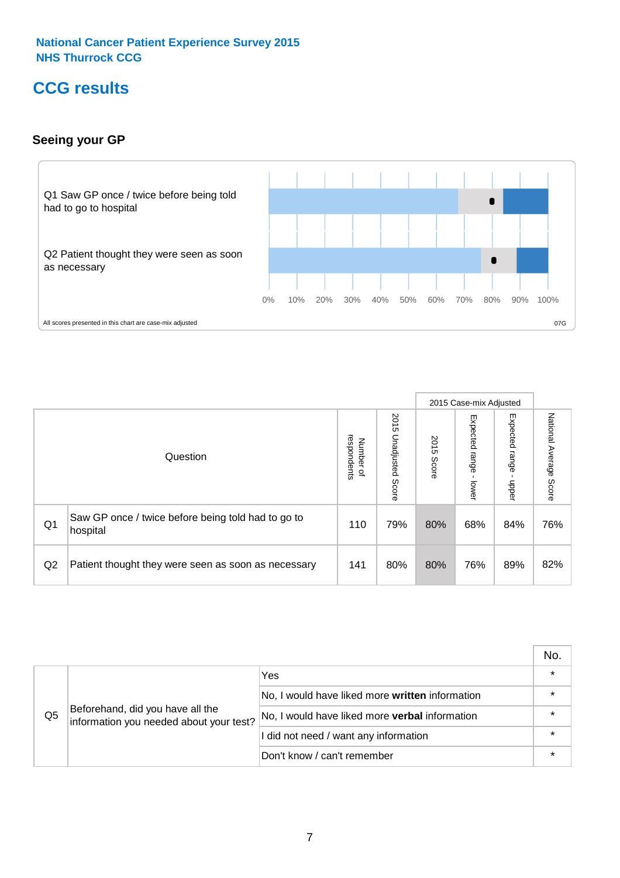National Cancer Patient Experience Survey 2015
NHS Thurrock CCG

# CCG results

## Seeing your GP

Q1 Saw GP once / twice before being told had to go to hospital

Q2 Patient thought they were seen as soon as necessary

0% 10% 20% 30% 40% 50% 60% 70% 80% 90% 100%

All scores presented in this chart are case-mix adjusted

07G

| | Question | Number of respondents | 2015 Unadjusted Score | 2015 Case-mix Adjusted: 2015 Score | 2015 Case-mix Adjusted: Expected range - lower | 2015 Case-mix Adjusted: Expected range - upper | National Average Score |
|---|---|---|---|---|---|---|---|
| Q1 | Saw GP once / twice before being told had to go to hospital | 110 | 79% | 80% | 68% | 84% | 76% |
| Q2 | Patient thought they were seen as soon as necessary | 141 | 80% | 80% | 76% | 89% | 82% |

| | | | No. |
|---|---|---|---|
| Q5 | Beforehand, did you have all the information you needed about your test? | Yes | * |
| | | No, I would have liked more **written** information | * |
| | | No, I would have liked more **verbal** information | * |
| | | I did not need / want any information | * |
| | | Don't know / can't remember | * |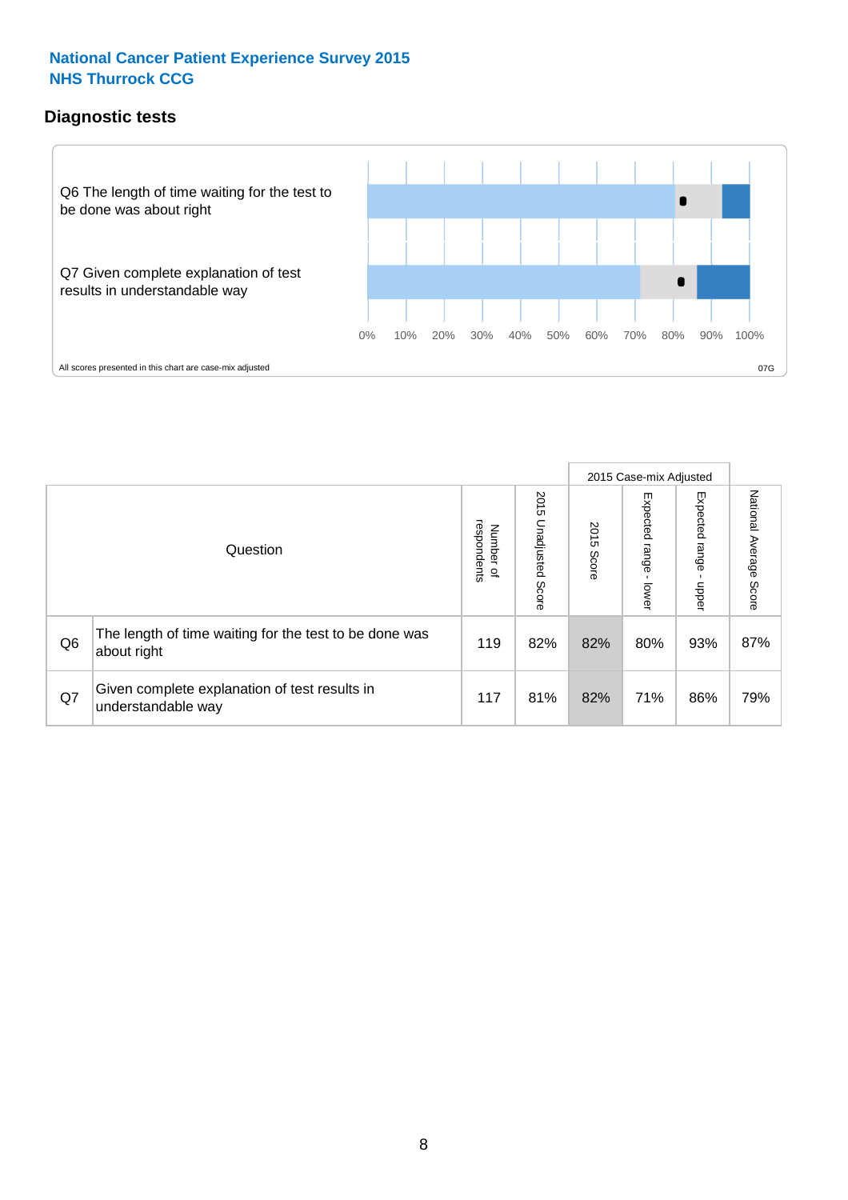National Cancer Patient Experience Survey 2015
NHS Thurrock CCG

## Diagnostic tests

Q6 The length of time waiting for the test to be done was about right

Q7 Given complete explanation of test results in understandable way

0% 10% 20% 30% 40% 50% 60% 70% 80% 90% 100%

All scores presented in this chart are case-mix adjusted

07G

| | Question | Number of respondents | 2015 Unadjusted Score | 2015 Case-mix Adjusted 2015 Score | 2015 Case-mix Adjusted Expected range - lower | 2015 Case-mix Adjusted Expected range - upper | National Average Score |
|---|---|---|---|---|---|---|---|
| Q6 | The length of time waiting for the test to be done was about right | 119 | 82% | 82% | 80% | 93% | 87% |
| Q7 | Given complete explanation of test results in understandable way | 117 | 81% | 82% | 71% | 86% | 79% |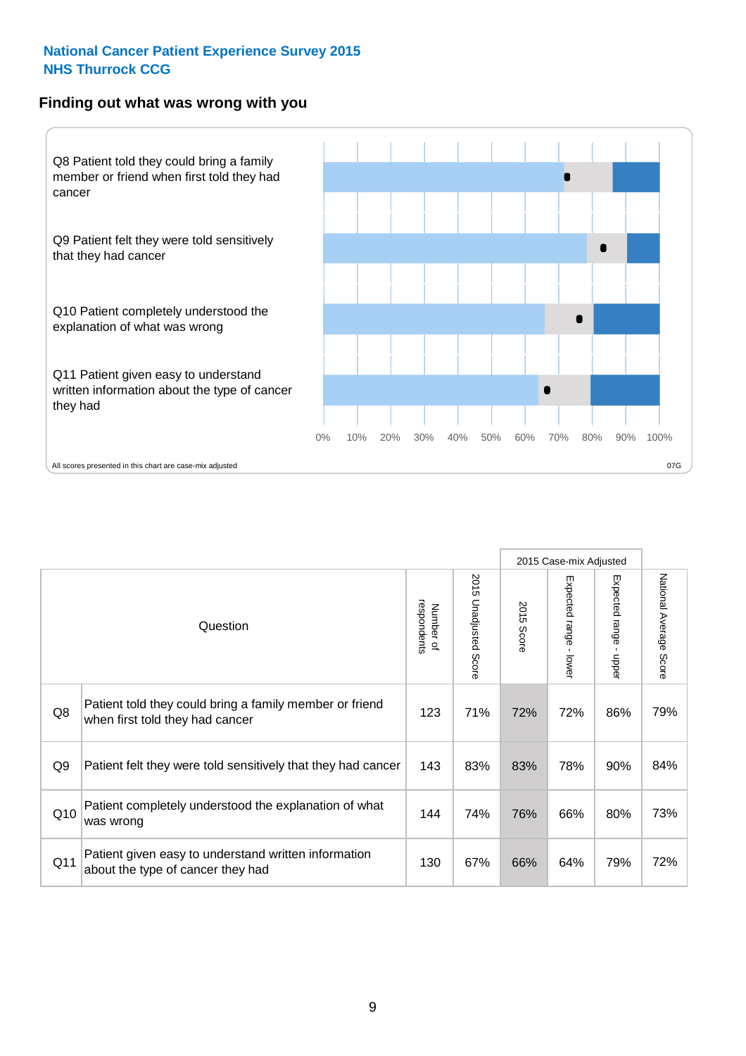National Cancer Patient Experience Survey 2015
NHS Thurrock CCG

## Finding out what was wrong with you

Q8 Patient told they could bring a family member or friend when first told they had cancer

Q9 Patient felt they were told sensitively that they had cancer

Q10 Patient completely understood the explanation of what was wrong

Q11 Patient given easy to understand written information about the type of cancer they had

0% 10% 20% 30% 40% 50% 60% 70% 80% 90% 100%

All scores presented in this chart are case-mix adjusted

07G

| | Question | Number of respondents | 2015 Unadjusted Score | 2015 Case-mix Adjusted | | | National Average Score |
|---|---|---|---|---|---|---|---|
| | | | | 2015 Score | Expected range - lower | Expected range - upper | |
| Q8 | Patient told they could bring a family member or friend when first told they had cancer | 123 | 71% | 72% | 72% | 86% | 79% |
| Q9 | Patient felt they were told sensitively that they had cancer | 143 | 83% | 83% | 78% | 90% | 84% |
| Q10 | Patient completely understood the explanation of what was wrong | 144 | 74% | 76% | 66% | 80% | 73% |
| Q11 | Patient given easy to understand written information about the type of cancer they had | 130 | 67% | 66% | 64% | 79% | 72% |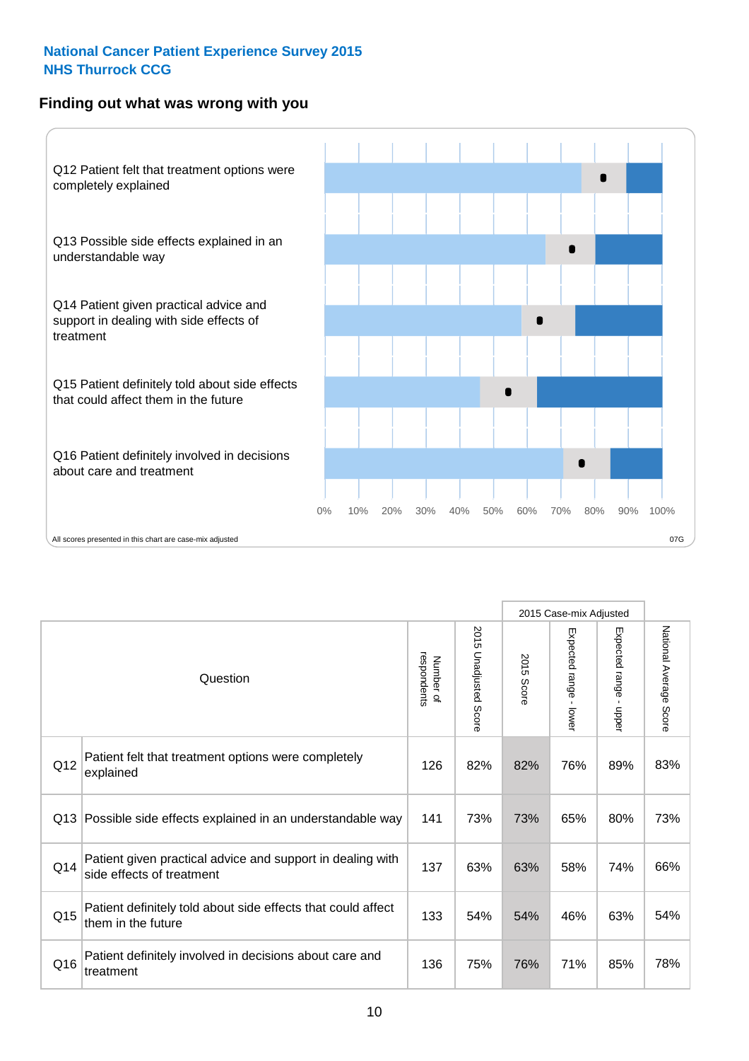**National Cancer Patient Experience Survey 2015**
**NHS Thurrock CCG**

## Finding out what was wrong with you

Q12 Patient felt that treatment options were completely explained

Q13 Possible side effects explained in an understandable way

Q14 Patient given practical advice and support in dealing with side effects of treatment

Q15 Patient definitely told about side effects that could affect them in the future

Q16 Patient definitely involved in decisions about care and treatment

0% 10% 20% 30% 40% 50% 60% 70% 80% 90% 100%

All scores presented in this chart are case-mix adjusted

07G

| | Question | Number of respondents | 2015 Unadjusted Score | 2015 Case-mix Adjusted | | | National Average Score |
|---|---|---|---|---|---|---|---|
| | | | | 2015 Score | Expected range - lower | Expected range - upper | |
| Q12 | Patient felt that treatment options were completely explained | 126 | 82% | 82% | 76% | 89% | 83% |
| Q13 | Possible side effects explained in an understandable way | 141 | 73% | 73% | 65% | 80% | 73% |
| Q14 | Patient given practical advice and support in dealing with side effects of treatment | 137 | 63% | 63% | 58% | 74% | 66% |
| Q15 | Patient definitely told about side effects that could affect them in the future | 133 | 54% | 54% | 46% | 63% | 54% |
| Q16 | Patient definitely involved in decisions about care and treatment | 136 | 75% | 76% | 71% | 85% | 78% |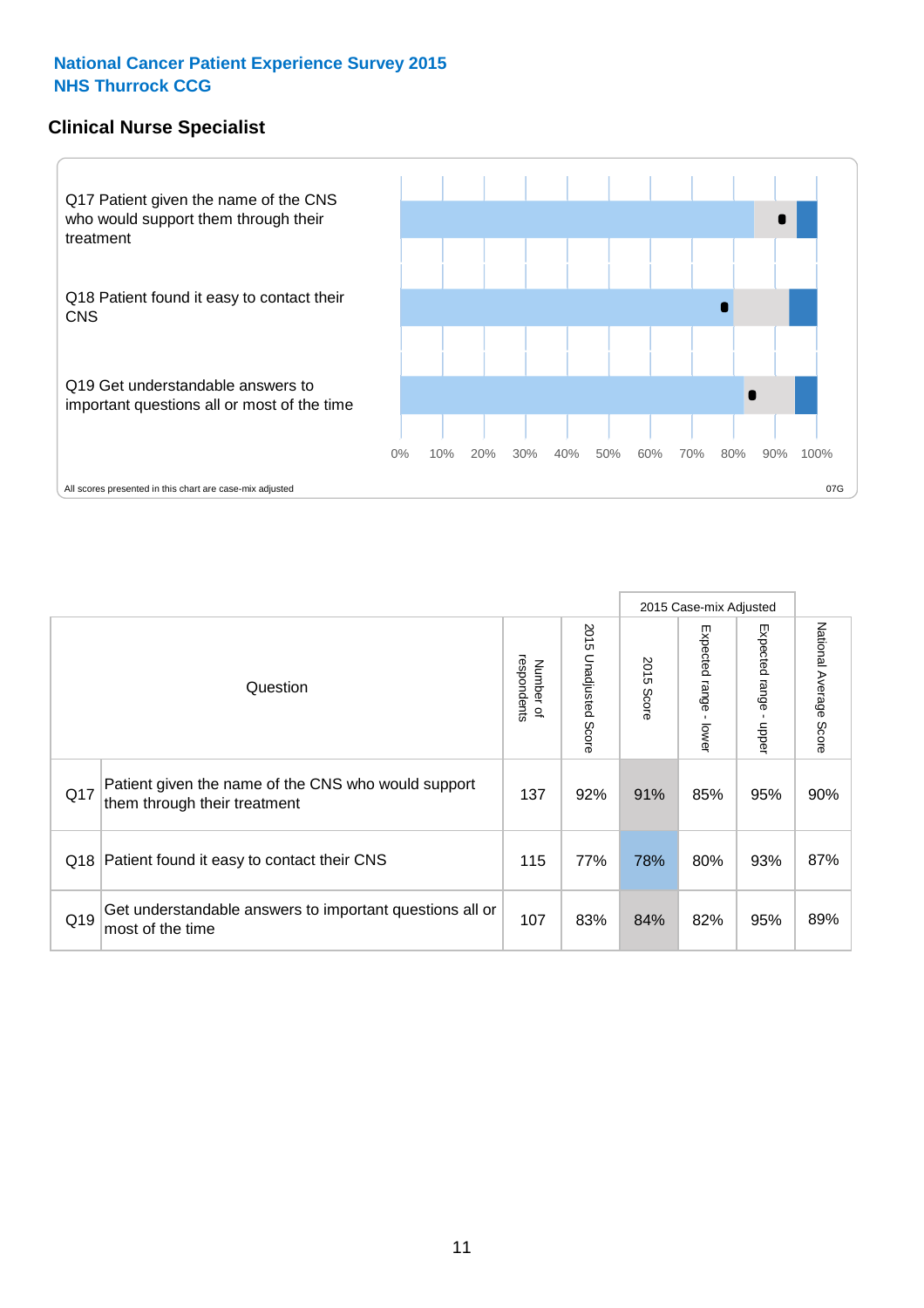**National Cancer Patient Experience Survey 2015**
**NHS Thurrock CCG**

## Clinical Nurse Specialist

Q17 Patient given the name of the CNS who would support them through their treatment

Q18 Patient found it easy to contact their CNS

Q19 Get understandable answers to important questions all or most of the time

0% 10% 20% 30% 40% 50% 60% 70% 80% 90% 100%

All scores presented in this chart are case-mix adjusted

07G

| | Question | Number of respondents | 2015 Unadjusted Score | 2015 Case-mix Adjusted: 2015 Score | 2015 Case-mix Adjusted: Expected range - lower | 2015 Case-mix Adjusted: Expected range - upper | National Average Score |
|---|---|---|---|---|---|---|---|
| Q17 | Patient given the name of the CNS who would support them through their treatment | 137 | 92% | 91% | 85% | 95% | 90% |
| Q18 | Patient found it easy to contact their CNS | 115 | 77% | 78% | 80% | 93% | 87% |
| Q19 | Get understandable answers to important questions all or most of the time | 107 | 83% | 84% | 82% | 95% | 89% |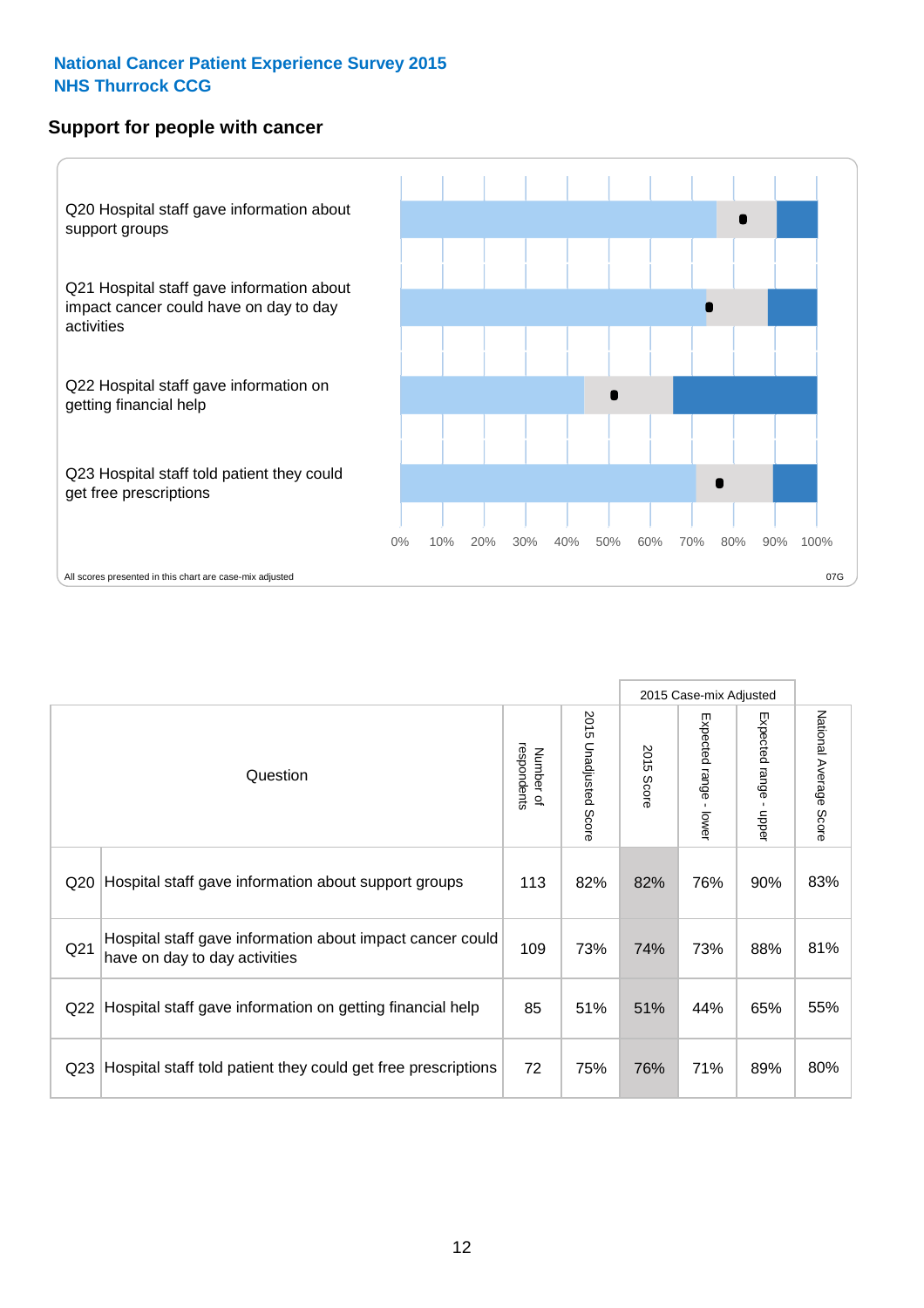**National Cancer Patient Experience Survey 2015**
**NHS Thurrock CCG**

## Support for people with cancer

Q20 Hospital staff gave information about support groups

Q21 Hospital staff gave information about impact cancer could have on day to day activities

Q22 Hospital staff gave information on getting financial help

Q23 Hospital staff told patient they could get free prescriptions

0% 10% 20% 30% 40% 50% 60% 70% 80% 90% 100%

All scores presented in this chart are case-mix adjusted

07G

| | Question | Number of respondents | 2015 Unadjusted Score | 2015 Case-mix Adjusted: 2015 Score | 2015 Case-mix Adjusted: Expected range - lower | 2015 Case-mix Adjusted: Expected range - upper | National Average Score |
|---|---|---|---|---|---|---|---|
| Q20 | Hospital staff gave information about support groups | 113 | 82% | 82% | 76% | 90% | 83% |
| Q21 | Hospital staff gave information about impact cancer could have on day to day activities | 109 | 73% | 74% | 73% | 88% | 81% |
| Q22 | Hospital staff gave information on getting financial help | 85 | 51% | 51% | 44% | 65% | 55% |
| Q23 | Hospital staff told patient they could get free prescriptions | 72 | 75% | 76% | 71% | 89% | 80% |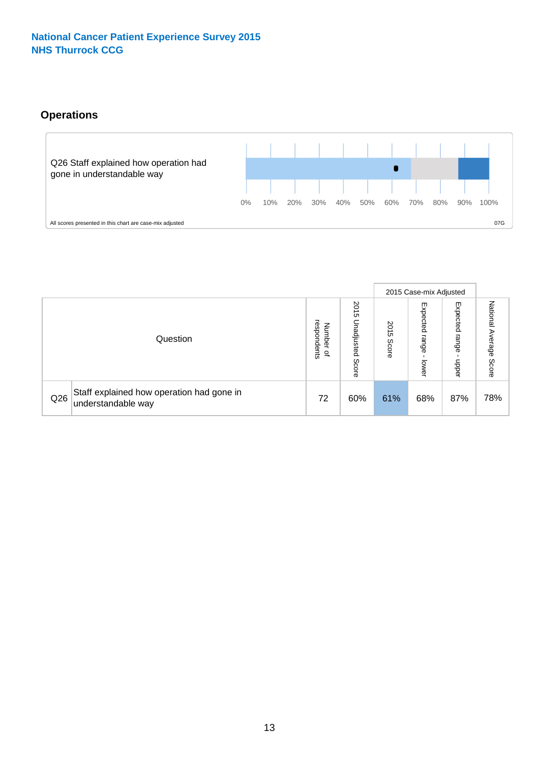National Cancer Patient Experience Survey 2015
NHS Thurrock CCG

## Operations

Q26 Staff explained how operation had gone in understandable way

0% 10% 20% 30% 40% 50% 60% 70% 80% 90% 100%

All scores presented in this chart are case-mix adjusted

07G

| Question | | Number of respondents | 2015 Unadjusted Score | 2015 Case-mix Adjusted | | | National Average Score |
|---|---|---|---|---|---|---|---|
| | | | | 2015 Score | Expected range - lower | Expected range - upper | |
| Q26 | Staff explained how operation had gone in understandable way | 72 | 60% | 61% | 68% | 87% | 78% |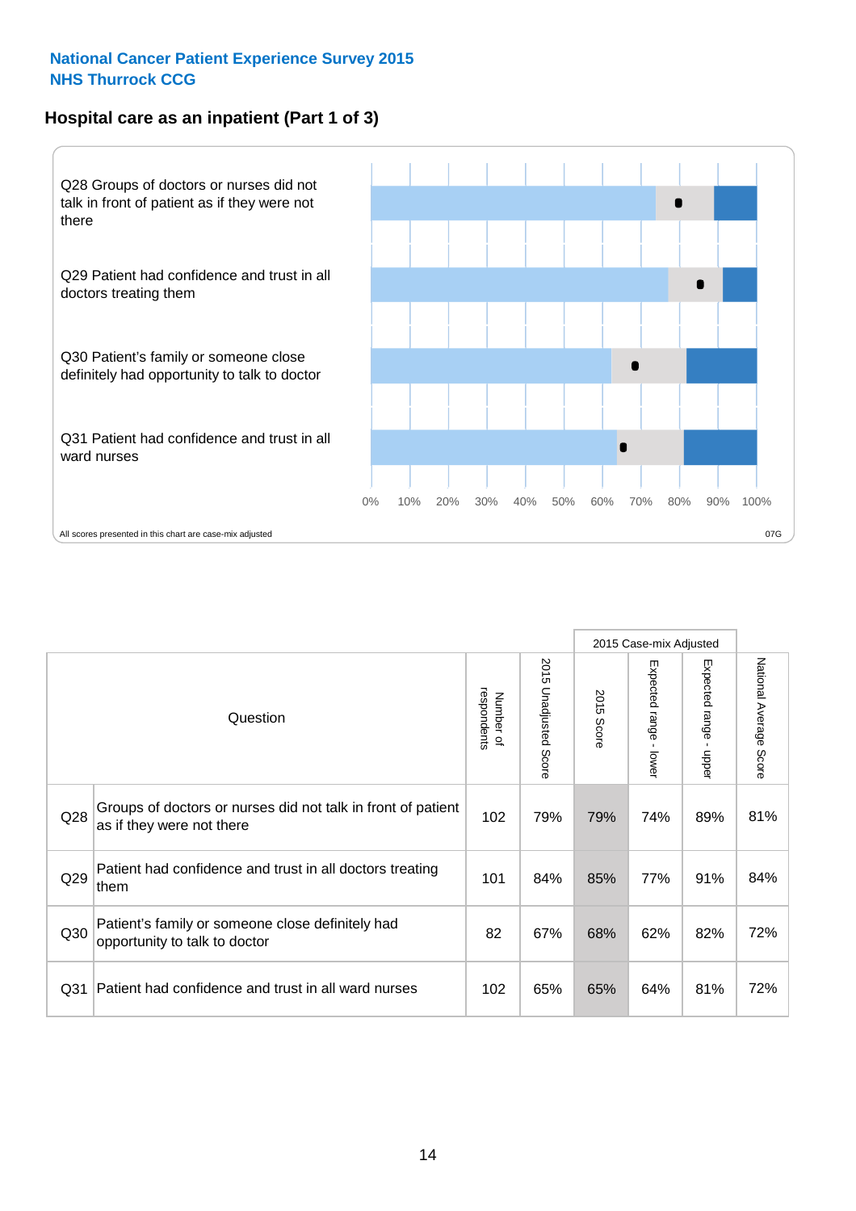National Cancer Patient Experience Survey 2015
NHS Thurrock CCG

## Hospital care as an inpatient (Part 1 of 3)

Q28 Groups of doctors or nurses did not talk in front of patient as if they were not there

Q29 Patient had confidence and trust in all doctors treating them

Q30 Patient's family or someone close definitely had opportunity to talk to doctor

Q31 Patient had confidence and trust in all ward nurses

0% 10% 20% 30% 40% 50% 60% 70% 80% 90% 100%

All scores presented in this chart are case-mix adjusted

07G

| Question | | Number of respondents | 2015 Unadjusted Score | 2015 Case-mix Adjusted: 2015 Score | 2015 Case-mix Adjusted: Expected range - lower | 2015 Case-mix Adjusted: Expected range - upper | National Average Score |
|---|---|---|---|---|---|---|---|
| Q28 | Groups of doctors or nurses did not talk in front of patient as if they were not there | 102 | 79% | 79% | 74% | 89% | 81% |
| Q29 | Patient had confidence and trust in all doctors treating them | 101 | 84% | 85% | 77% | 91% | 84% |
| Q30 | Patient's family or someone close definitely had opportunity to talk to doctor | 82 | 67% | 68% | 62% | 82% | 72% |
| Q31 | Patient had confidence and trust in all ward nurses | 102 | 65% | 65% | 64% | 81% | 72% |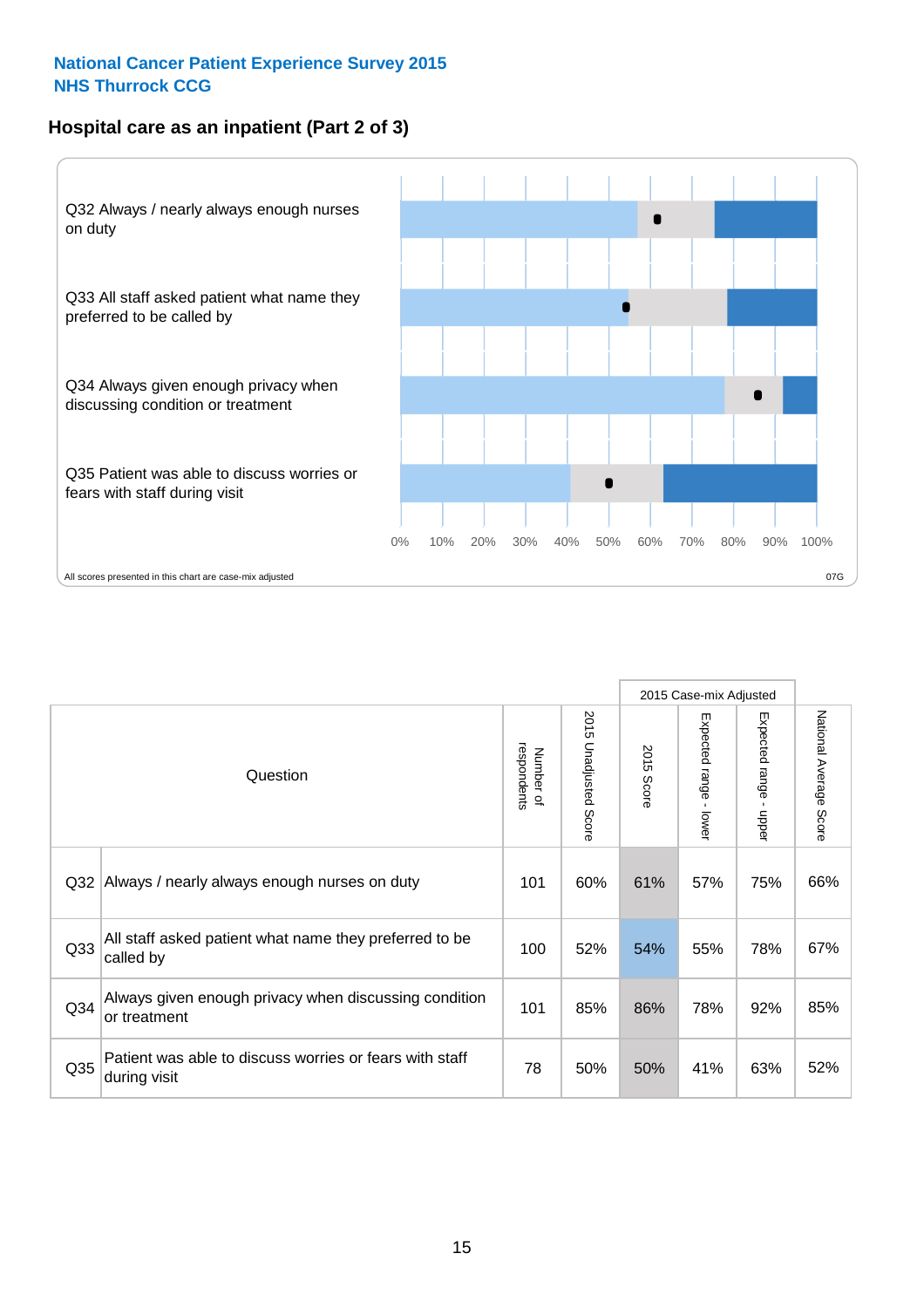**National Cancer Patient Experience Survey 2015**
**NHS Thurrock CCG**

## Hospital care as an inpatient (Part 2 of 3)

Q32 Always / nearly always enough nurses on duty

Q33 All staff asked patient what name they preferred to be called by

Q34 Always given enough privacy when discussing condition or treatment

Q35 Patient was able to discuss worries or fears with staff during visit

0% 10% 20% 30% 40% 50% 60% 70% 80% 90% 100%

All scores presented in this chart are case-mix adjusted

07G

| | Question | Number of respondents | 2015 Unadjusted Score | 2015 Case-mix Adjusted | | | National Average Score |
|---|---|---|---|---|---|---|---|
| | | | | 2015 Score | Expected range - lower | Expected range - upper | |
| Q32 | Always / nearly always enough nurses on duty | 101 | 60% | 61% | 57% | 75% | 66% |
| Q33 | All staff asked patient what name they preferred to be called by | 100 | 52% | 54% | 55% | 78% | 67% |
| Q34 | Always given enough privacy when discussing condition or treatment | 101 | 85% | 86% | 78% | 92% | 85% |
| Q35 | Patient was able to discuss worries or fears with staff during visit | 78 | 50% | 50% | 41% | 63% | 52% |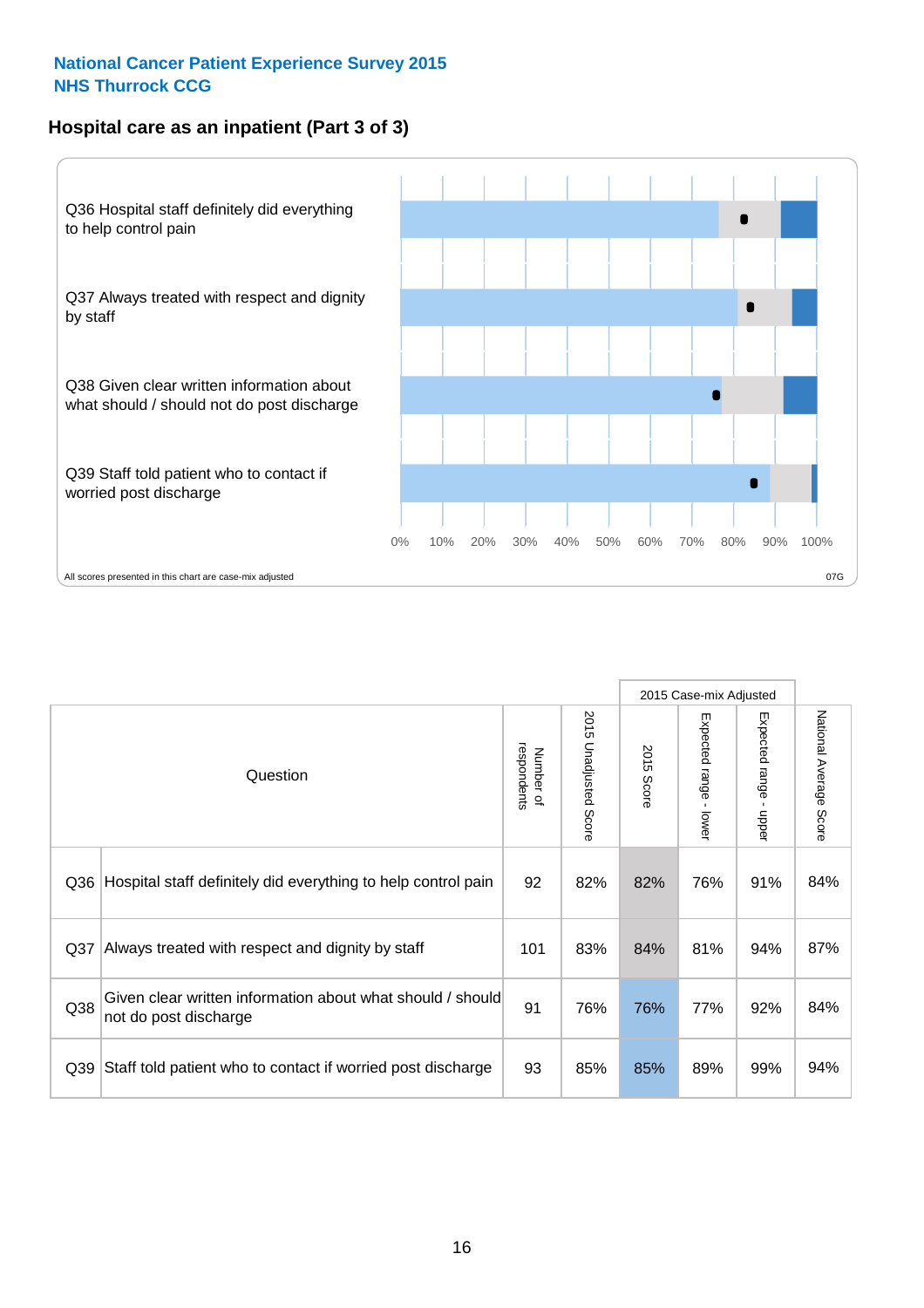**National Cancer Patient Experience Survey 2015**
**NHS Thurrock CCG**

## Hospital care as an inpatient (Part 3 of 3)

Q36 Hospital staff definitely did everything to help control pain

Q37 Always treated with respect and dignity by staff

Q38 Given clear written information about what should / should not do post discharge

Q39 Staff told patient who to contact if worried post discharge

0% 10% 20% 30% 40% 50% 60% 70% 80% 90% 100%

All scores presented in this chart are case-mix adjusted

07G

| Question | | Number of respondents | 2015 Unadjusted Score | 2015 Case-mix Adjusted: 2015 Score | 2015 Case-mix Adjusted: Expected range - lower | 2015 Case-mix Adjusted: Expected range - upper | National Average Score |
|---|---|---|---|---|---|---|---|
| Q36 | Hospital staff definitely did everything to help control pain | 92 | 82% | 82% | 76% | 91% | 84% |
| Q37 | Always treated with respect and dignity by staff | 101 | 83% | 84% | 81% | 94% | 87% |
| Q38 | Given clear written information about what should / should not do post discharge | 91 | 76% | 76% | 77% | 92% | 84% |
| Q39 | Staff told patient who to contact if worried post discharge | 93 | 85% | 85% | 89% | 99% | 94% |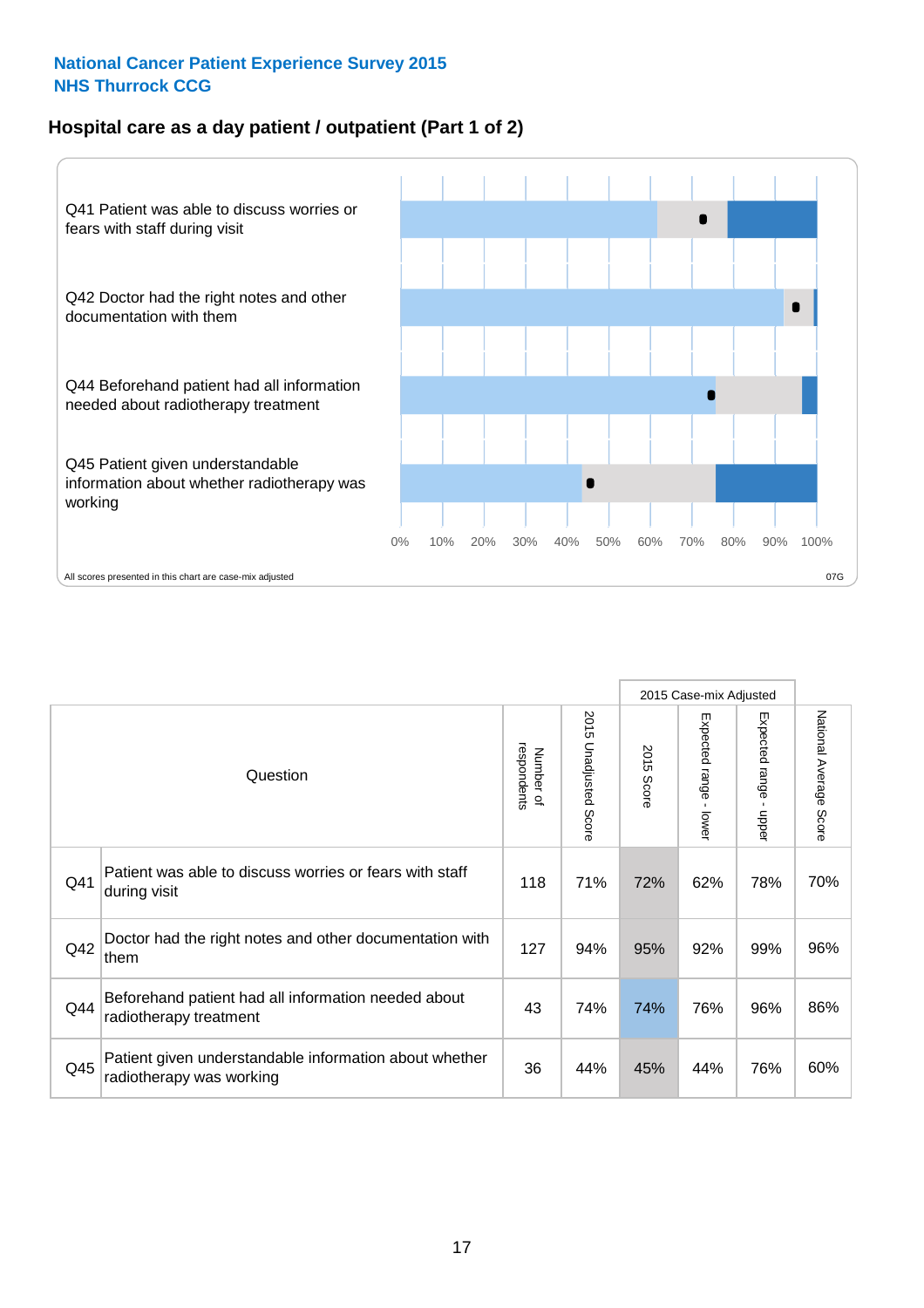**National Cancer Patient Experience Survey 2015**
**NHS Thurrock CCG**

## Hospital care as a day patient / outpatient (Part 1 of 2)

Q41 Patient was able to discuss worries or fears with staff during visit

Q42 Doctor had the right notes and other documentation with them

Q44 Beforehand patient had all information needed about radiotherapy treatment

Q45 Patient given understandable information about whether radiotherapy was working

0% 10% 20% 30% 40% 50% 60% 70% 80% 90% 100%

All scores presented in this chart are case-mix adjusted

07G

| Question | | Number of respondents | 2015 Unadjusted Score | 2015 Case-mix Adjusted | | | National Average Score |
|---|---|---|---|---|---|---|---|
| | | | | 2015 Score | Expected range - lower | Expected range - upper | |
| Q41 | Patient was able to discuss worries or fears with staff during visit | 118 | 71% | 72% | 62% | 78% | 70% |
| Q42 | Doctor had the right notes and other documentation with them | 127 | 94% | 95% | 92% | 99% | 96% |
| Q44 | Beforehand patient had all information needed about radiotherapy treatment | 43 | 74% | 74% | 76% | 96% | 86% |
| Q45 | Patient given understandable information about whether radiotherapy was working | 36 | 44% | 45% | 44% | 76% | 60% |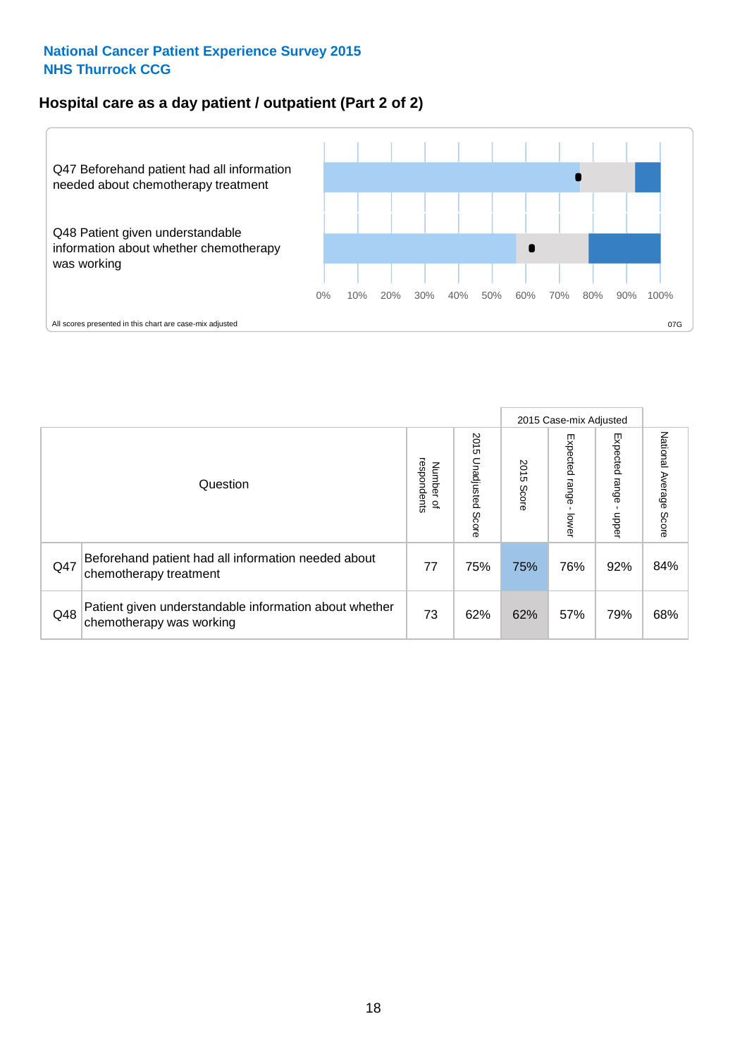National Cancer Patient Experience Survey 2015
NHS Thurrock CCG

## Hospital care as a day patient / outpatient (Part 2 of 2)

Q47 Beforehand patient had all information needed about chemotherapy treatment

Q48 Patient given understandable information about whether chemotherapy was working

0% 10% 20% 30% 40% 50% 60% 70% 80% 90% 100%

All scores presented in this chart are case-mix adjusted

07G

| Question | | Number of respondents | 2015 Unadjusted Score | 2015 Case-mix Adjusted: 2015 Score | 2015 Case-mix Adjusted: Expected range - lower | 2015 Case-mix Adjusted: Expected range - upper | National Average Score |
|---|---|---|---|---|---|---|---|
| Q47 | Beforehand patient had all information needed about chemotherapy treatment | 77 | 75% | 75% | 76% | 92% | 84% |
| Q48 | Patient given understandable information about whether chemotherapy was working | 73 | 62% | 62% | 57% | 79% | 68% |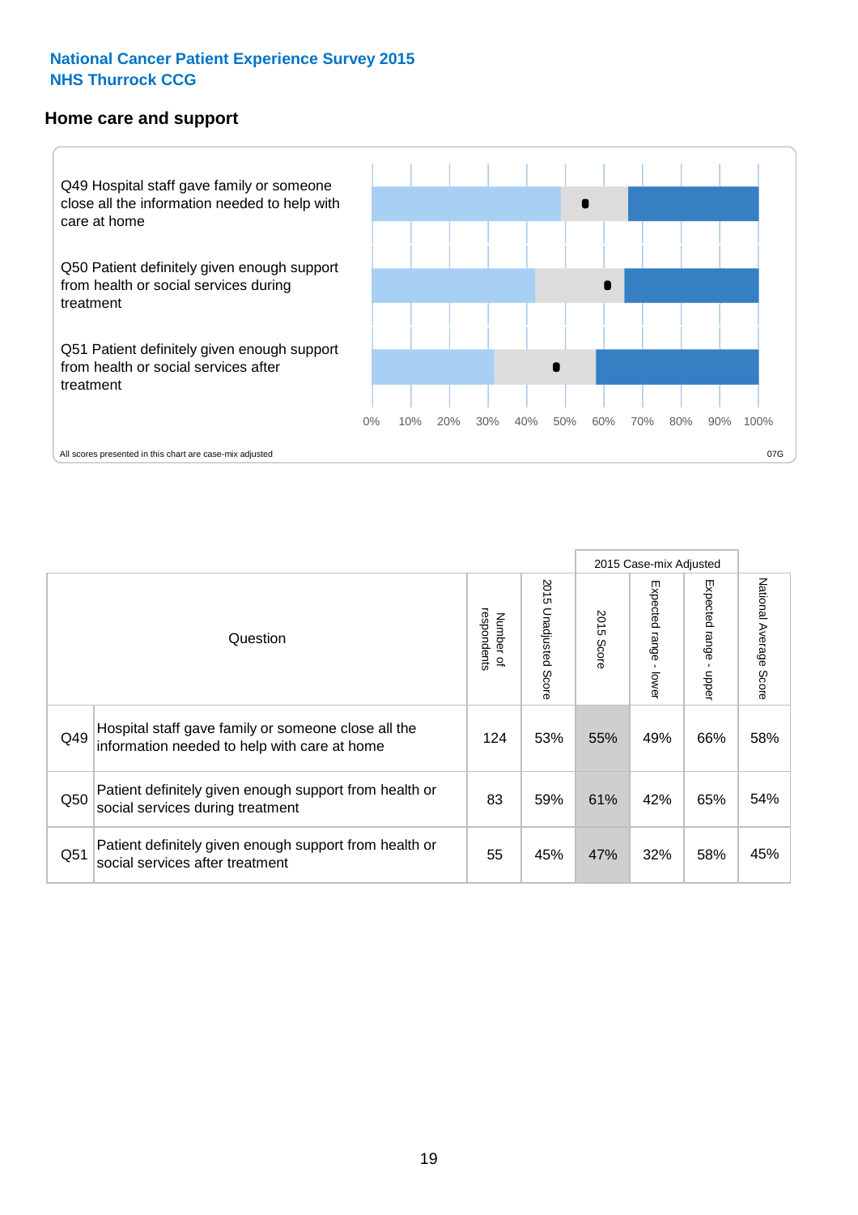**National Cancer Patient Experience Survey 2015**
**NHS Thurrock CCG**

## Home care and support

Q49 Hospital staff gave family or someone close all the information needed to help with care at home

Q50 Patient definitely given enough support from health or social services during treatment

Q51 Patient definitely given enough support from health or social services after treatment

0% 10% 20% 30% 40% 50% 60% 70% 80% 90% 100%

All scores presented in this chart are case-mix adjusted

07G

| Question | | Number of respondents | 2015 Unadjusted Score | 2015 Case-mix Adjusted: 2015 Score | 2015 Case-mix Adjusted: Expected range - lower | 2015 Case-mix Adjusted: Expected range - upper | National Average Score |
|---|---|---|---|---|---|---|---|
| Q49 | Hospital staff gave family or someone close all the information needed to help with care at home | 124 | 53% | 55% | 49% | 66% | 58% |
| Q50 | Patient definitely given enough support from health or social services during treatment | 83 | 59% | 61% | 42% | 65% | 54% |
| Q51 | Patient definitely given enough support from health or social services after treatment | 55 | 45% | 47% | 32% | 58% | 45% |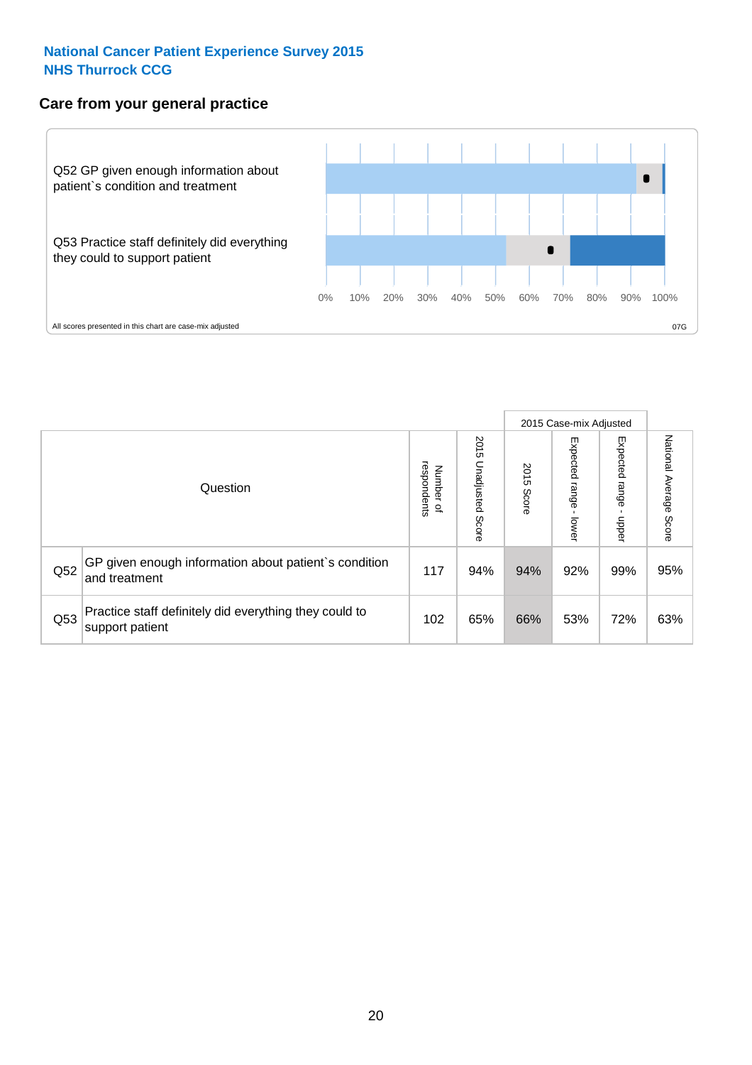**National Cancer Patient Experience Survey 2015**
**NHS Thurrock CCG**

## Care from your general practice

Q52 GP given enough information about patient`s condition and treatment

Q53 Practice staff definitely did everything they could to support patient

0% 10% 20% 30% 40% 50% 60% 70% 80% 90% 100%

All scores presented in this chart are case-mix adjusted

07G

| Question | | Number of respondents | 2015 Unadjusted Score | 2015 Case-mix Adjusted: 2015 Score | 2015 Case-mix Adjusted: Expected range - lower | 2015 Case-mix Adjusted: Expected range - upper | National Average Score |
|---|---|---|---|---|---|---|---|
| Q52 | GP given enough information about patient`s condition and treatment | 117 | 94% | 94% | 92% | 99% | 95% |
| Q53 | Practice staff definitely did everything they could to support patient | 102 | 65% | 66% | 53% | 72% | 63% |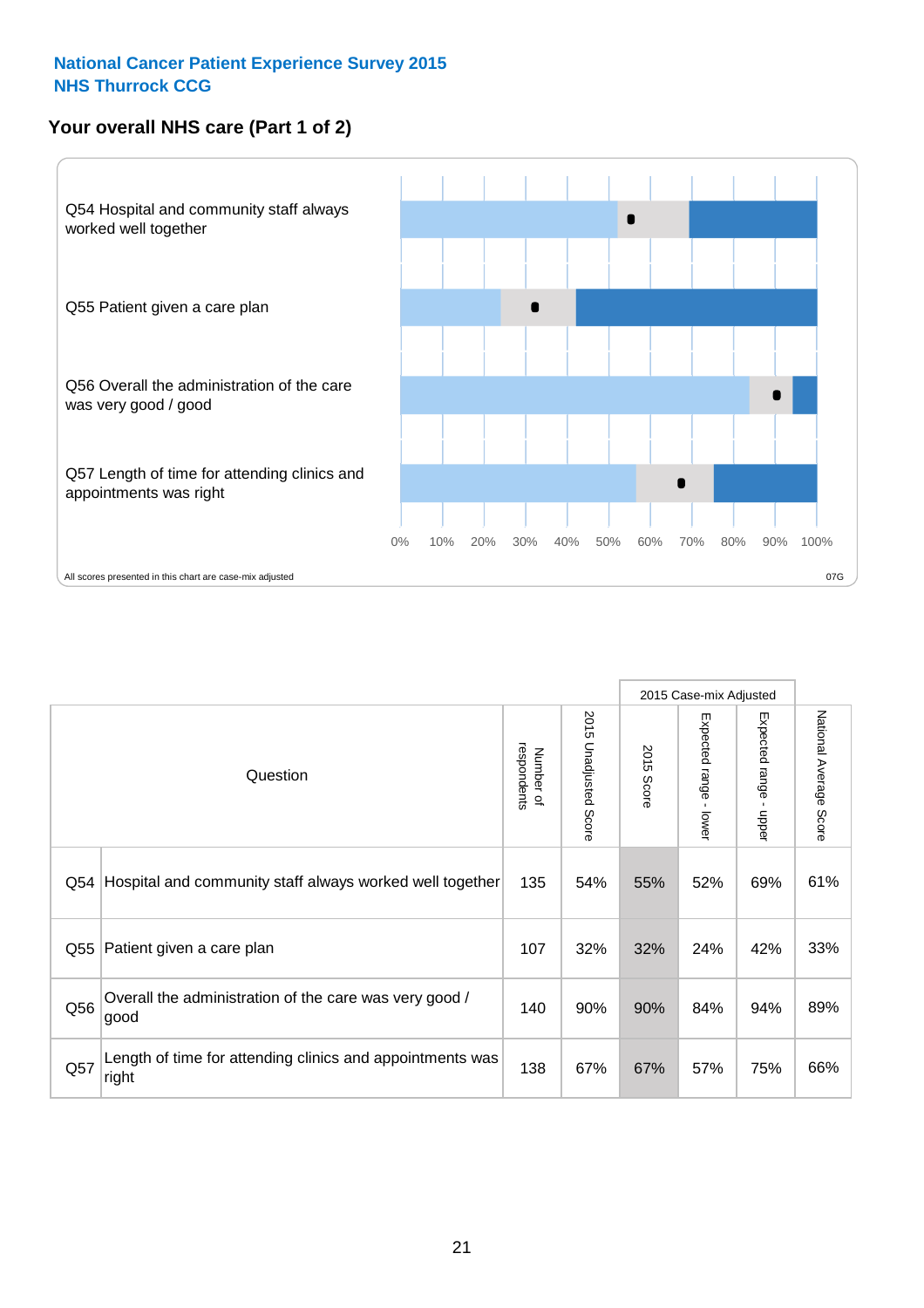National Cancer Patient Experience Survey 2015
NHS Thurrock CCG

## Your overall NHS care (Part 1 of 2)

Q54 Hospital and community staff always worked well together

Q55 Patient given a care plan

Q56 Overall the administration of the care was very good / good

Q57 Length of time for attending clinics and appointments was right

0% 10% 20% 30% 40% 50% 60% 70% 80% 90% 100%

All scores presented in this chart are case-mix adjusted

07G

| | Question | Number of respondents | 2015 Unadjusted Score | 2015 Case-mix Adjusted | | | National Average Score |
|---|---|---|---|---|---|---|---|
| | | | | 2015 Score | Expected range - lower | Expected range - upper | |
| Q54 | Hospital and community staff always worked well together | 135 | 54% | 55% | 52% | 69% | 61% |
| Q55 | Patient given a care plan | 107 | 32% | 32% | 24% | 42% | 33% |
| Q56 | Overall the administration of the care was very good / good | 140 | 90% | 90% | 84% | 94% | 89% |
| Q57 | Length of time for attending clinics and appointments was right | 138 | 67% | 67% | 57% | 75% | 66% |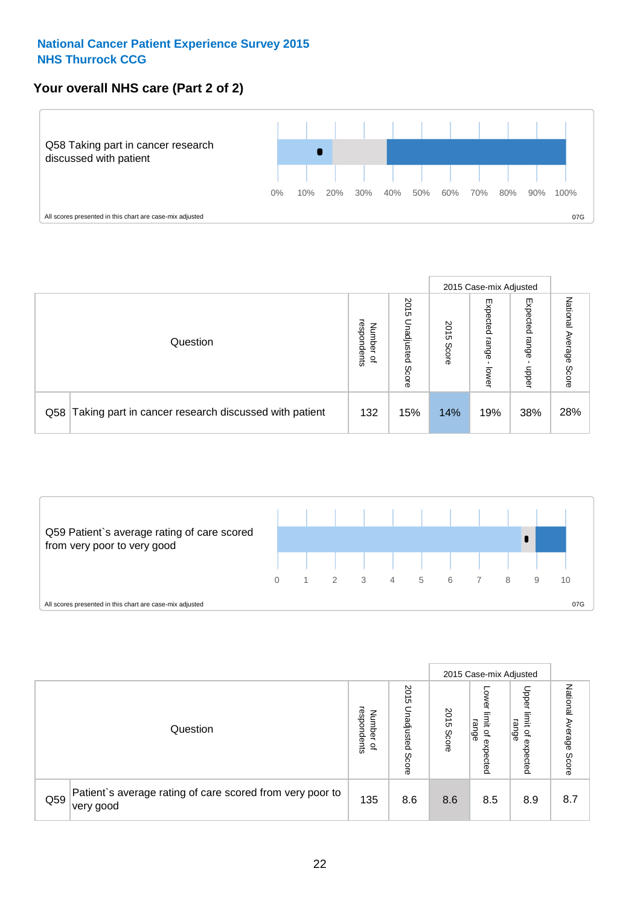**National Cancer Patient Experience Survey 2015**
**NHS Thurrock CCG**

## Your overall NHS care (Part 2 of 2)

Q58 Taking part in cancer research discussed with patient

0% 10% 20% 30% 40% 50% 60% 70% 80% 90% 100%

All scores presented in this chart are case-mix adjusted

07G

| Question | | Number of respondents | 2015 Unadjusted Score | 2015 Case-mix Adjusted: 2015 Score | 2015 Case-mix Adjusted: Expected range - lower | 2015 Case-mix Adjusted: Expected range - upper | National Average Score |
|---|---|---|---|---|---|---|---|
| Q58 | Taking part in cancer research discussed with patient | 132 | 15% | 14% | 19% | 38% | 28% |

Q59 Patient`s average rating of care scored from very poor to very good

0 1 2 3 4 5 6 7 8 9 10

All scores presented in this chart are case-mix adjusted

07G

| Question | | Number of respondents | 2015 Unadjusted Score | 2015 Case-mix Adjusted: 2015 Score | 2015 Case-mix Adjusted: Lower limit of expected range | 2015 Case-mix Adjusted: Upper limit of expected range | National Average Score |
|---|---|---|---|---|---|---|---|
| Q59 | Patient`s average rating of care scored from very poor to very good | 135 | 8.6 | 8.6 | 8.5 | 8.9 | 8.7 |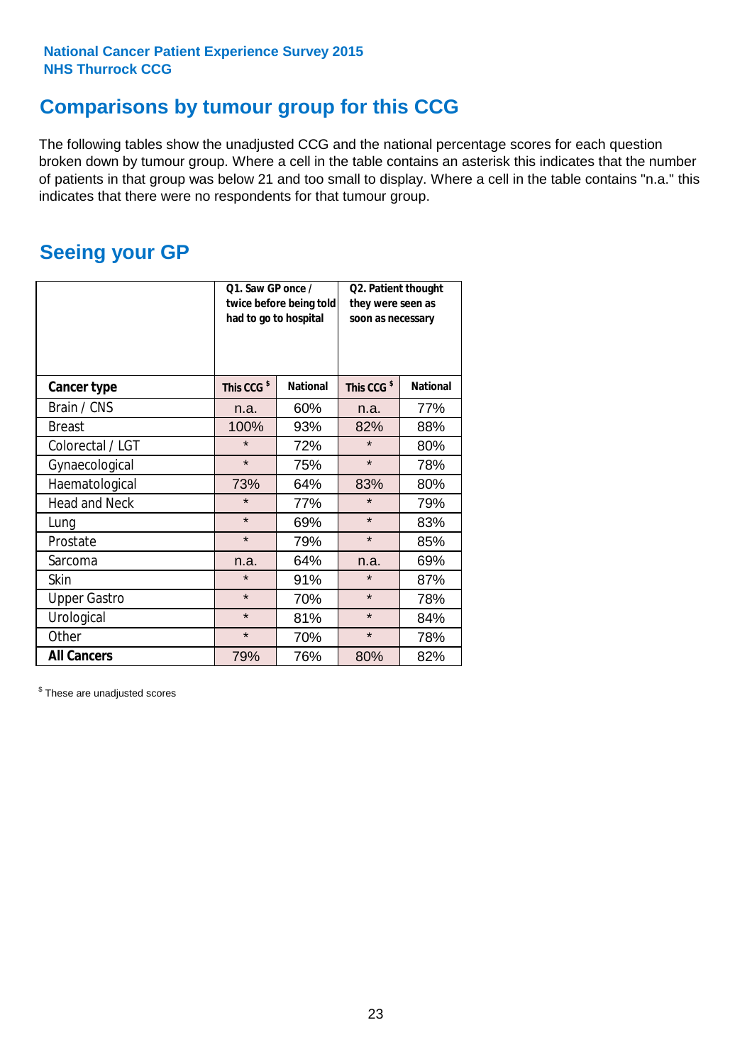National Cancer Patient Experience Survey 2015
NHS Thurrock CCG

# Comparisons by tumour group for this CCG

The following tables show the unadjusted CCG and the national percentage scores for each question broken down by tumour group. Where a cell in the table contains an asterisk this indicates that the number of patients in that group was below 21 and too small to display. Where a cell in the table contains "n.a." this indicates that there were no respondents for that tumour group.

## Seeing your GP

| | Q1. Saw GP once / twice before being told had to go to hospital | | Q2. Patient thought they were seen as soon as necessary | |
|---|---|---|---|---|
| **Cancer type** | **This CCG $** | **National** | **This CCG $** | **National** |
| Brain / CNS | n.a. | 60% | n.a. | 77% |
| Breast | 100% | 93% | 82% | 88% |
| Colorectal / LGT | * | 72% | * | 80% |
| Gynaecological | * | 75% | * | 78% |
| Haematological | 73% | 64% | 83% | 80% |
| Head and Neck | * | 77% | * | 79% |
| Lung | * | 69% | * | 83% |
| Prostate | * | 79% | * | 85% |
| Sarcoma | n.a. | 64% | n.a. | 69% |
| Skin | * | 91% | * | 87% |
| Upper Gastro | * | 70% | * | 78% |
| Urological | * | 81% | * | 84% |
| Other | * | 70% | * | 78% |
| **All Cancers** | 79% | 76% | 80% | 82% |

$ These are unadjusted scores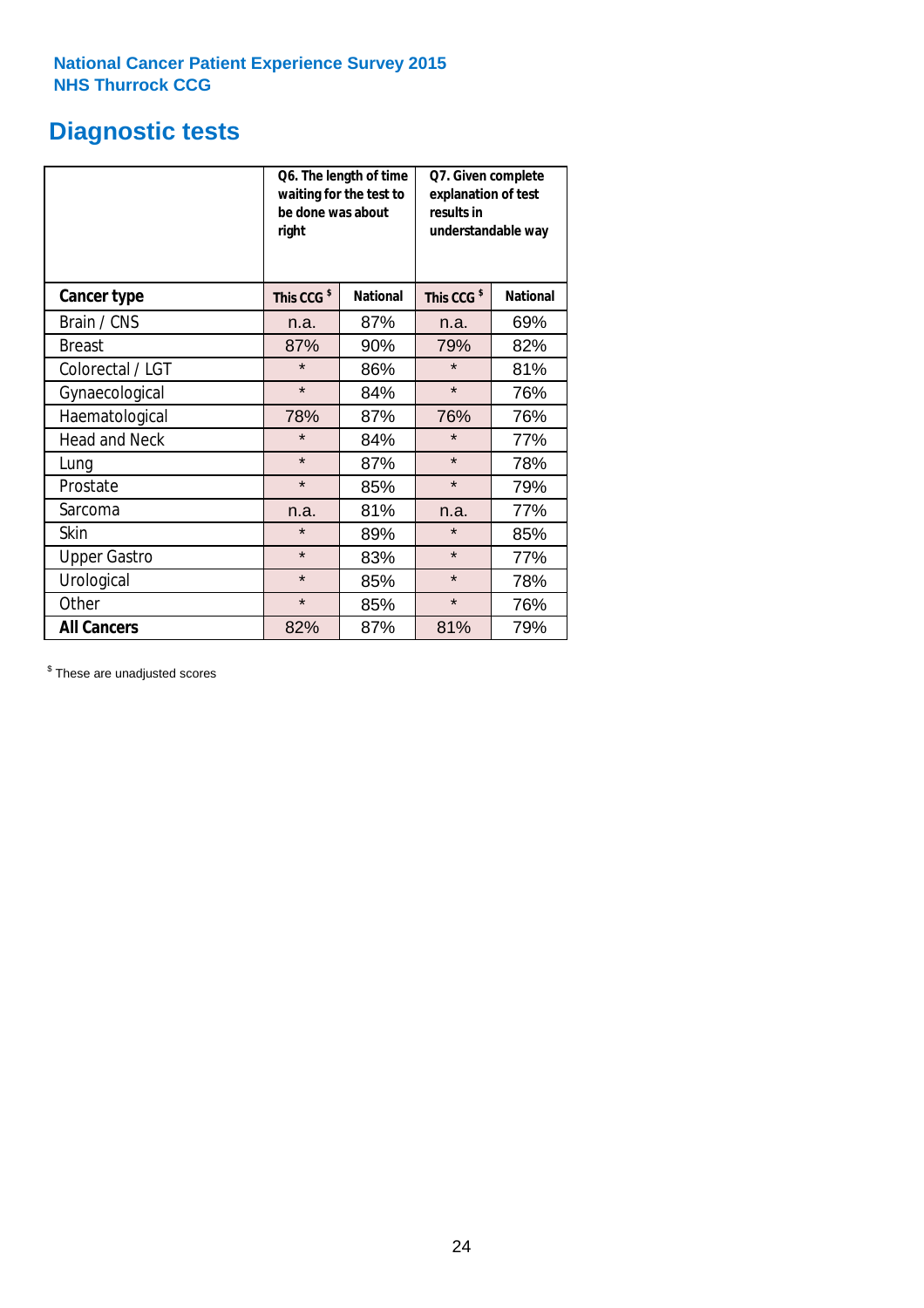National Cancer Patient Experience Survey 2015
NHS Thurrock CCG

# Diagnostic tests

| | Q6. The length of time waiting for the test to be done was about right | | Q7. Given complete explanation of test results in understandable way | |
|---|---|---|---|---|
| **Cancer type** | **This CCG $** | **National** | **This CCG $** | **National** |
| Brain / CNS | n.a. | 87% | n.a. | 69% |
| Breast | 87% | 90% | 79% | 82% |
| Colorectal / LGT | * | 86% | * | 81% |
| Gynaecological | * | 84% | * | 76% |
| Haematological | 78% | 87% | 76% | 76% |
| Head and Neck | * | 84% | * | 77% |
| Lung | * | 87% | * | 78% |
| Prostate | * | 85% | * | 79% |
| Sarcoma | n.a. | 81% | n.a. | 77% |
| Skin | * | 89% | * | 85% |
| Upper Gastro | * | 83% | * | 77% |
| Urological | * | 85% | * | 78% |
| Other | * | 85% | * | 76% |
| **All Cancers** | 82% | 87% | 81% | 79% |

$ These are unadjusted scores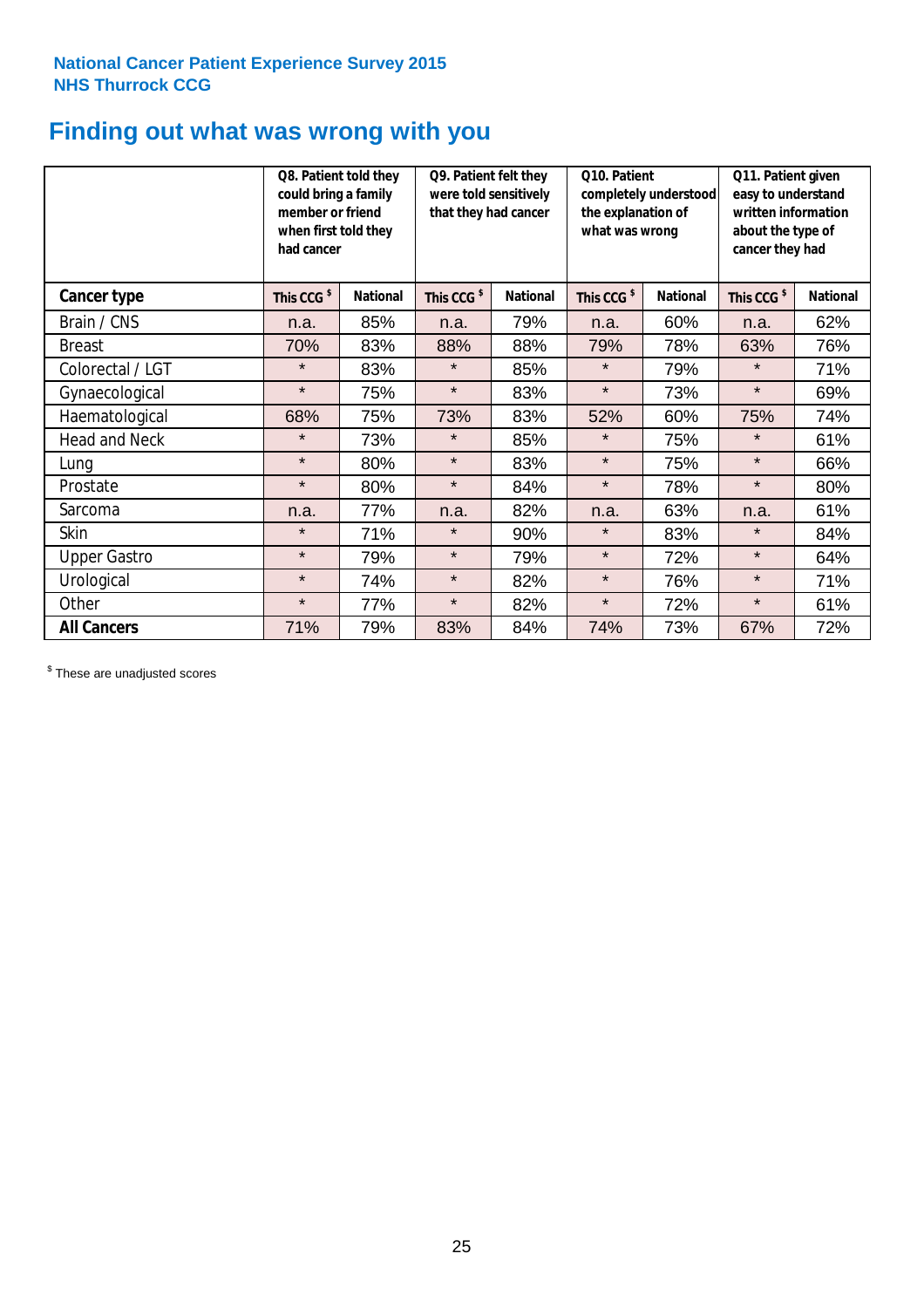National Cancer Patient Experience Survey 2015
NHS Thurrock CCG

# Finding out what was wrong with you

| | Q8. Patient told they could bring a family member or friend when first told they had cancer | | Q9. Patient felt they were told sensitively that they had cancer | | Q10. Patient completely understood the explanation of what was wrong | | Q11. Patient given easy to understand written information about the type of cancer they had | |
|---|---|---|---|---|---|---|---|---|
| **Cancer type** | **This CCG $** | **National** | **This CCG $** | **National** | **This CCG $** | **National** | **This CCG $** | **National** |
| Brain / CNS | n.a. | 85% | n.a. | 79% | n.a. | 60% | n.a. | 62% |
| Breast | 70% | 83% | 88% | 88% | 79% | 78% | 63% | 76% |
| Colorectal / LGT | * | 83% | * | 85% | * | 79% | * | 71% |
| Gynaecological | * | 75% | * | 83% | * | 73% | * | 69% |
| Haematological | 68% | 75% | 73% | 83% | 52% | 60% | 75% | 74% |
| Head and Neck | * | 73% | * | 85% | * | 75% | * | 61% |
| Lung | * | 80% | * | 83% | * | 75% | * | 66% |
| Prostate | * | 80% | * | 84% | * | 78% | * | 80% |
| Sarcoma | n.a. | 77% | n.a. | 82% | n.a. | 63% | n.a. | 61% |
| Skin | * | 71% | * | 90% | * | 83% | * | 84% |
| Upper Gastro | * | 79% | * | 79% | * | 72% | * | 64% |
| Urological | * | 74% | * | 82% | * | 76% | * | 71% |
| Other | * | 77% | * | 82% | * | 72% | * | 61% |
| **All Cancers** | 71% | 79% | 83% | 84% | 74% | 73% | 67% | 72% |

$ These are unadjusted scores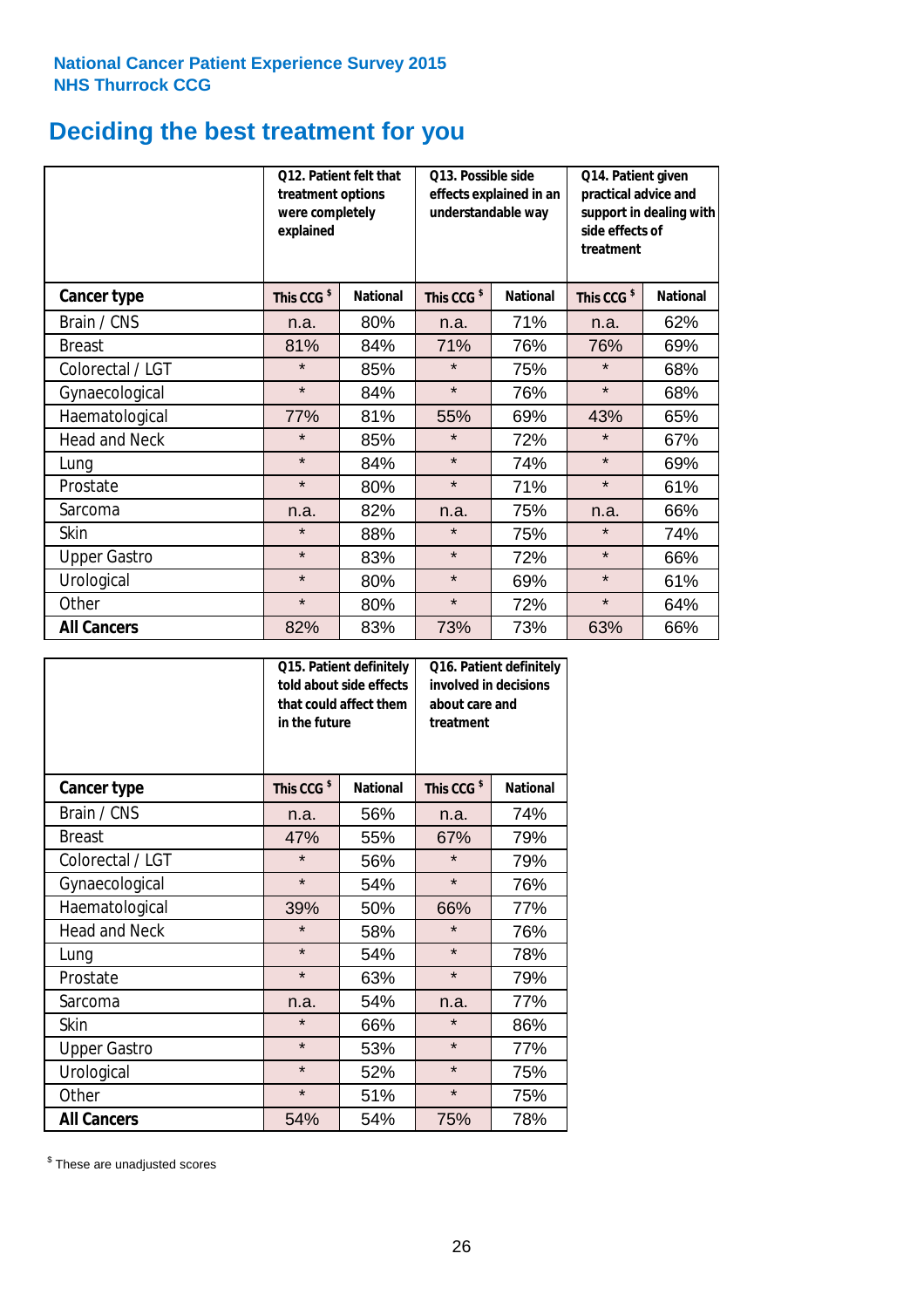**National Cancer Patient Experience Survey 2015**
**NHS Thurrock CCG**

# Deciding the best treatment for you

| | Q12. Patient felt that treatment options were completely explained | | Q13. Possible side effects explained in an understandable way | | Q14. Patient given practical advice and support in dealing with side effects of treatment | |
|---|---|---|---|---|---|---|
| **Cancer type** | **This CCG $** | **National** | **This CCG $** | **National** | **This CCG $** | **National** |
| Brain / CNS | n.a. | 80% | n.a. | 71% | n.a. | 62% |
| Breast | 81% | 84% | 71% | 76% | 76% | 69% |
| Colorectal / LGT | * | 85% | * | 75% | * | 68% |
| Gynaecological | * | 84% | * | 76% | * | 68% |
| Haematological | 77% | 81% | 55% | 69% | 43% | 65% |
| Head and Neck | * | 85% | * | 72% | * | 67% |
| Lung | * | 84% | * | 74% | * | 69% |
| Prostate | * | 80% | * | 71% | * | 61% |
| Sarcoma | n.a. | 82% | n.a. | 75% | n.a. | 66% |
| Skin | * | 88% | * | 75% | * | 74% |
| Upper Gastro | * | 83% | * | 72% | * | 66% |
| Urological | * | 80% | * | 69% | * | 61% |
| Other | * | 80% | * | 72% | * | 64% |
| **All Cancers** | 82% | 83% | 73% | 73% | 63% | 66% |

| | Q15. Patient definitely told about side effects that could affect them in the future | | Q16. Patient definitely involved in decisions about care and treatment | |
|---|---|---|---|---|
| **Cancer type** | **This CCG $** | **National** | **This CCG $** | **National** |
| Brain / CNS | n.a. | 56% | n.a. | 74% |
| Breast | 47% | 55% | 67% | 79% |
| Colorectal / LGT | * | 56% | * | 79% |
| Gynaecological | * | 54% | * | 76% |
| Haematological | 39% | 50% | 66% | 77% |
| Head and Neck | * | 58% | * | 76% |
| Lung | * | 54% | * | 78% |
| Prostate | * | 63% | * | 79% |
| Sarcoma | n.a. | 54% | n.a. | 77% |
| Skin | * | 66% | * | 86% |
| Upper Gastro | * | 53% | * | 77% |
| Urological | * | 52% | * | 75% |
| Other | * | 51% | * | 75% |
| **All Cancers** | 54% | 54% | 75% | 78% |

$ These are unadjusted scores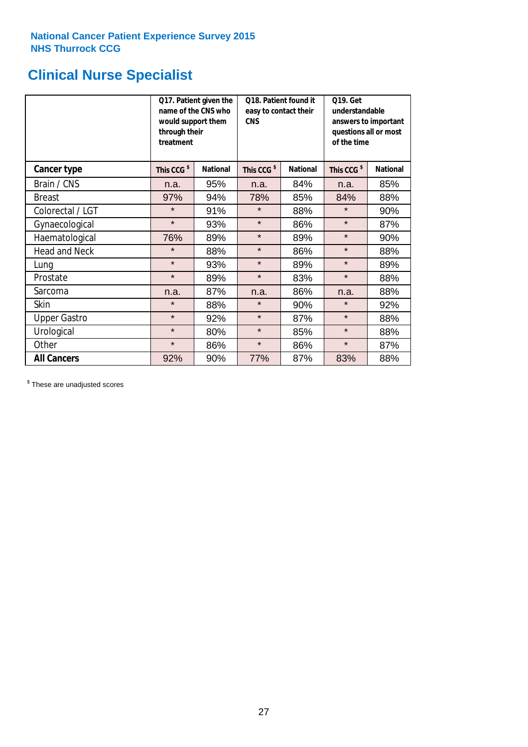National Cancer Patient Experience Survey 2015
NHS Thurrock CCG

# Clinical Nurse Specialist

| | Q17. Patient given the name of the CNS who would support them through their treatment | | Q18. Patient found it easy to contact their CNS | | Q19. Get understandable answers to important questions all or most of the time | |
|---|---|---|---|---|---|---|
| **Cancer type** | **This CCG $** | **National** | **This CCG $** | **National** | **This CCG $** | **National** |
| Brain / CNS | n.a. | 95% | n.a. | 84% | n.a. | 85% |
| Breast | 97% | 94% | 78% | 85% | 84% | 88% |
| Colorectal / LGT | * | 91% | * | 88% | * | 90% |
| Gynaecological | * | 93% | * | 86% | * | 87% |
| Haematological | 76% | 89% | * | 89% | * | 90% |
| Head and Neck | * | 88% | * | 86% | * | 88% |
| Lung | * | 93% | * | 89% | * | 89% |
| Prostate | * | 89% | * | 83% | * | 88% |
| Sarcoma | n.a. | 87% | n.a. | 86% | n.a. | 88% |
| Skin | * | 88% | * | 90% | * | 92% |
| Upper Gastro | * | 92% | * | 87% | * | 88% |
| Urological | * | 80% | * | 85% | * | 88% |
| Other | * | 86% | * | 86% | * | 87% |
| **All Cancers** | 92% | 90% | 77% | 87% | 83% | 88% |

$ These are unadjusted scores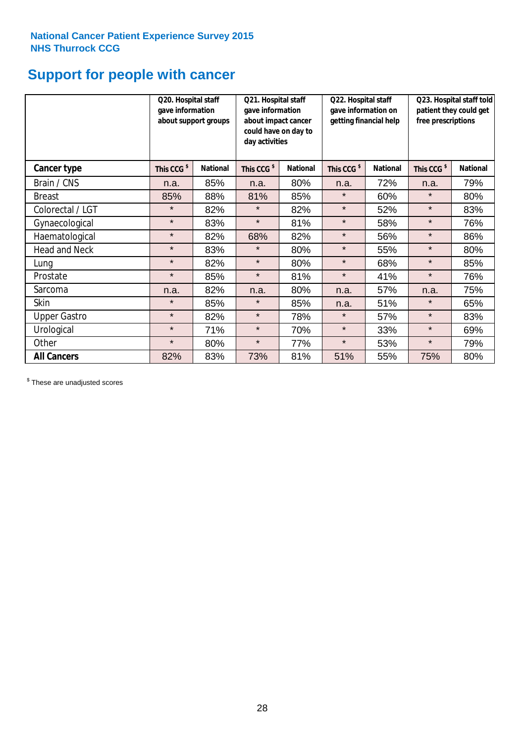**National Cancer Patient Experience Survey 2015**
**NHS Thurrock CCG**

# Support for people with cancer

| | Q20. Hospital staff gave information about support groups | | Q21. Hospital staff gave information about impact cancer could have on day to day activities | | Q22. Hospital staff gave information on getting financial help | | Q23. Hospital staff told patient they could get free prescriptions | |
|---|---|---|---|---|---|---|---|---|
| **Cancer type** | **This CCG $** | **National** | **This CCG $** | **National** | **This CCG $** | **National** | **This CCG $** | **National** |
| Brain / CNS | n.a. | 85% | n.a. | 80% | n.a. | 72% | n.a. | 79% |
| Breast | 85% | 88% | 81% | 85% | * | 60% | * | 80% |
| Colorectal / LGT | * | 82% | * | 82% | * | 52% | * | 83% |
| Gynaecological | * | 83% | * | 81% | * | 58% | * | 76% |
| Haematological | * | 82% | 68% | 82% | * | 56% | * | 86% |
| Head and Neck | * | 83% | * | 80% | * | 55% | * | 80% |
| Lung | * | 82% | * | 80% | * | 68% | * | 85% |
| Prostate | * | 85% | * | 81% | * | 41% | * | 76% |
| Sarcoma | n.a. | 82% | n.a. | 80% | n.a. | 57% | n.a. | 75% |
| Skin | * | 85% | * | 85% | n.a. | 51% | * | 65% |
| Upper Gastro | * | 82% | * | 78% | * | 57% | * | 83% |
| Urological | * | 71% | * | 70% | * | 33% | * | 69% |
| Other | * | 80% | * | 77% | * | 53% | * | 79% |
| **All Cancers** | 82% | 83% | 73% | 81% | 51% | 55% | 75% | 80% |

$ These are unadjusted scores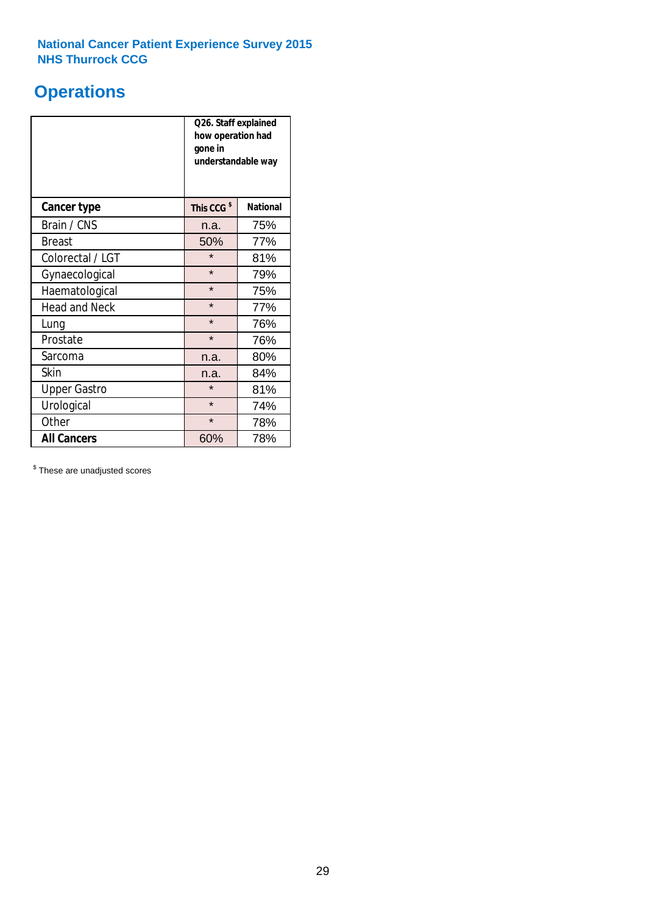National Cancer Patient Experience Survey 2015
NHS Thurrock CCG

# Operations

| | Q26. Staff explained how operation had gone in understandable way | |
|---|---|---|
| **Cancer type** | This CCG $ | National |
| Brain / CNS | n.a. | 75% |
| Breast | 50% | 77% |
| Colorectal / LGT | * | 81% |
| Gynaecological | * | 79% |
| Haematological | * | 75% |
| Head and Neck | * | 77% |
| Lung | * | 76% |
| Prostate | * | 76% |
| Sarcoma | n.a. | 80% |
| Skin | n.a. | 84% |
| Upper Gastro | * | 81% |
| Urological | * | 74% |
| Other | * | 78% |
| **All Cancers** | 60% | 78% |

$ These are unadjusted scores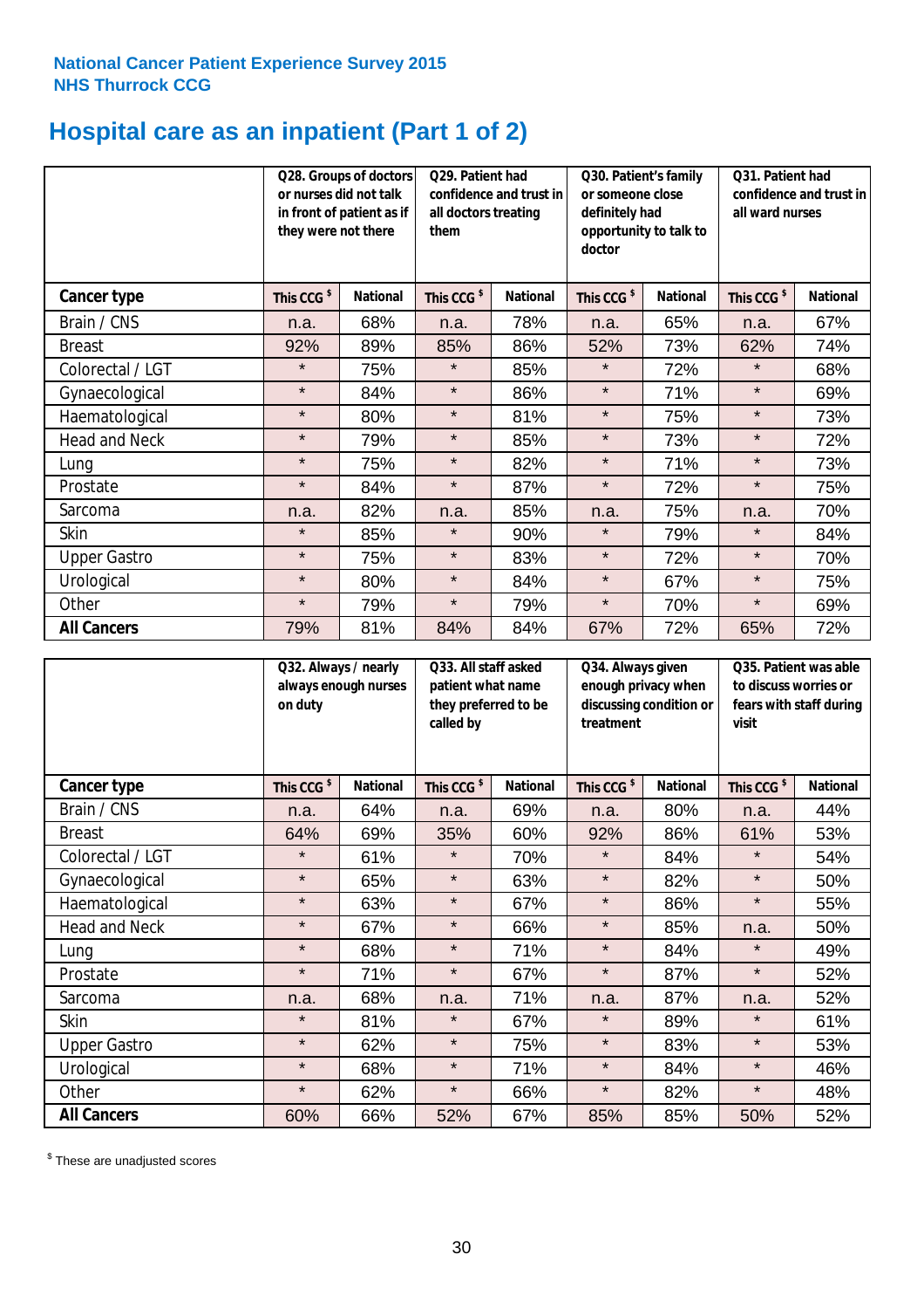National Cancer Patient Experience Survey 2015
NHS Thurrock CCG

# Hospital care as an inpatient (Part 1 of 2)

| | Q28. Groups of doctors or nurses did not talk in front of patient as if they were not there | | Q29. Patient had confidence and trust in all doctors treating them | | Q30. Patient's family or someone close definitely had opportunity to talk to doctor | | Q31. Patient had confidence and trust in all ward nurses | |
|---|---|---|---|---|---|---|---|---|
| **Cancer type** | **This CCG $** | **National** | **This CCG $** | **National** | **This CCG $** | **National** | **This CCG $** | **National** |
| Brain / CNS | n.a. | 68% | n.a. | 78% | n.a. | 65% | n.a. | 67% |
| Breast | 92% | 89% | 85% | 86% | 52% | 73% | 62% | 74% |
| Colorectal / LGT | * | 75% | * | 85% | * | 72% | * | 68% |
| Gynaecological | * | 84% | * | 86% | * | 71% | * | 69% |
| Haematological | * | 80% | * | 81% | * | 75% | * | 73% |
| Head and Neck | * | 79% | * | 85% | * | 73% | * | 72% |
| Lung | * | 75% | * | 82% | * | 71% | * | 73% |
| Prostate | * | 84% | * | 87% | * | 72% | * | 75% |
| Sarcoma | n.a. | 82% | n.a. | 85% | n.a. | 75% | n.a. | 70% |
| Skin | * | 85% | * | 90% | * | 79% | * | 84% |
| Upper Gastro | * | 75% | * | 83% | * | 72% | * | 70% |
| Urological | * | 80% | * | 84% | * | 67% | * | 75% |
| Other | * | 79% | * | 79% | * | 70% | * | 69% |
| **All Cancers** | 79% | 81% | 84% | 84% | 67% | 72% | 65% | 72% |

| | Q32. Always / nearly always enough nurses on duty | | Q33. All staff asked patient what name they preferred to be called by | | Q34. Always given enough privacy when discussing condition or treatment | | Q35. Patient was able to discuss worries or fears with staff during visit | |
|---|---|---|---|---|---|---|---|---|
| **Cancer type** | **This CCG $** | **National** | **This CCG $** | **National** | **This CCG $** | **National** | **This CCG $** | **National** |
| Brain / CNS | n.a. | 64% | n.a. | 69% | n.a. | 80% | n.a. | 44% |
| Breast | 64% | 69% | 35% | 60% | 92% | 86% | 61% | 53% |
| Colorectal / LGT | * | 61% | * | 70% | * | 84% | * | 54% |
| Gynaecological | * | 65% | * | 63% | * | 82% | * | 50% |
| Haematological | * | 63% | * | 67% | * | 86% | * | 55% |
| Head and Neck | * | 67% | * | 66% | * | 85% | n.a. | 50% |
| Lung | * | 68% | * | 71% | * | 84% | * | 49% |
| Prostate | * | 71% | * | 67% | * | 87% | * | 52% |
| Sarcoma | n.a. | 68% | n.a. | 71% | n.a. | 87% | n.a. | 52% |
| Skin | * | 81% | * | 67% | * | 89% | * | 61% |
| Upper Gastro | * | 62% | * | 75% | * | 83% | * | 53% |
| Urological | * | 68% | * | 71% | * | 84% | * | 46% |
| Other | * | 62% | * | 66% | * | 82% | * | 48% |
| **All Cancers** | 60% | 66% | 52% | 67% | 85% | 85% | 50% | 52% |

$ These are unadjusted scores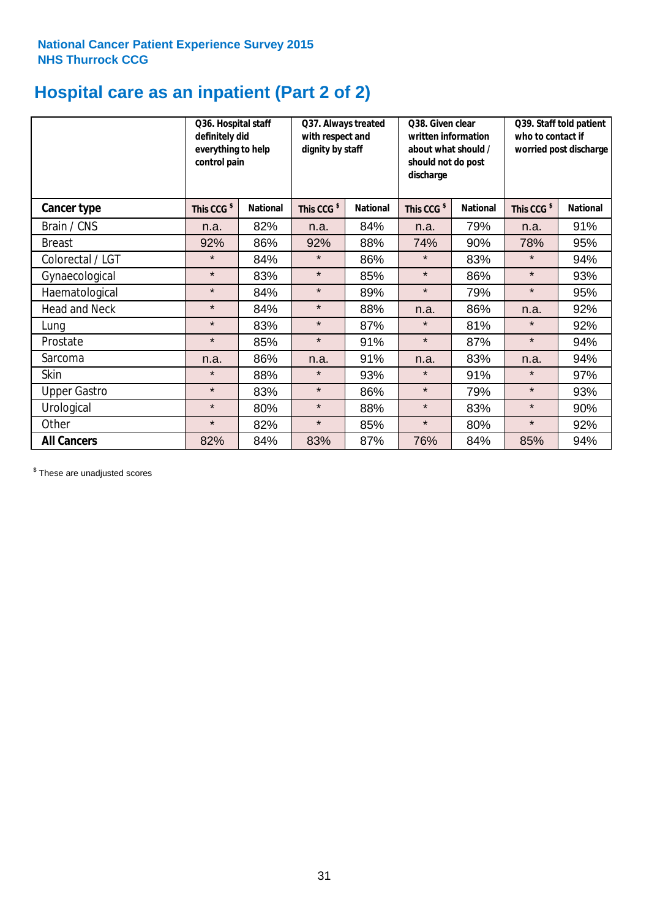National Cancer Patient Experience Survey 2015
NHS Thurrock CCG

# Hospital care as an inpatient (Part 2 of 2)

| | Q36. Hospital staff definitely did everything to help control pain | | Q37. Always treated with respect and dignity by staff | | Q38. Given clear written information about what should / should not do post discharge | | Q39. Staff told patient who to contact if worried post discharge | |
|---|---|---|---|---|---|---|---|---|
| **Cancer type** | This CCG $ | National | This CCG $ | National | This CCG $ | National | This CCG $ | National |
| Brain / CNS | n.a. | 82% | n.a. | 84% | n.a. | 79% | n.a. | 91% |
| Breast | 92% | 86% | 92% | 88% | 74% | 90% | 78% | 95% |
| Colorectal / LGT | * | 84% | * | 86% | * | 83% | * | 94% |
| Gynaecological | * | 83% | * | 85% | * | 86% | * | 93% |
| Haematological | * | 84% | * | 89% | * | 79% | * | 95% |
| Head and Neck | * | 84% | * | 88% | n.a. | 86% | n.a. | 92% |
| Lung | * | 83% | * | 87% | * | 81% | * | 92% |
| Prostate | * | 85% | * | 91% | * | 87% | * | 94% |
| Sarcoma | n.a. | 86% | n.a. | 91% | n.a. | 83% | n.a. | 94% |
| Skin | * | 88% | * | 93% | * | 91% | * | 97% |
| Upper Gastro | * | 83% | * | 86% | * | 79% | * | 93% |
| Urological | * | 80% | * | 88% | * | 83% | * | 90% |
| Other | * | 82% | * | 85% | * | 80% | * | 92% |
| **All Cancers** | 82% | 84% | 83% | 87% | 76% | 84% | 85% | 94% |

$ These are unadjusted scores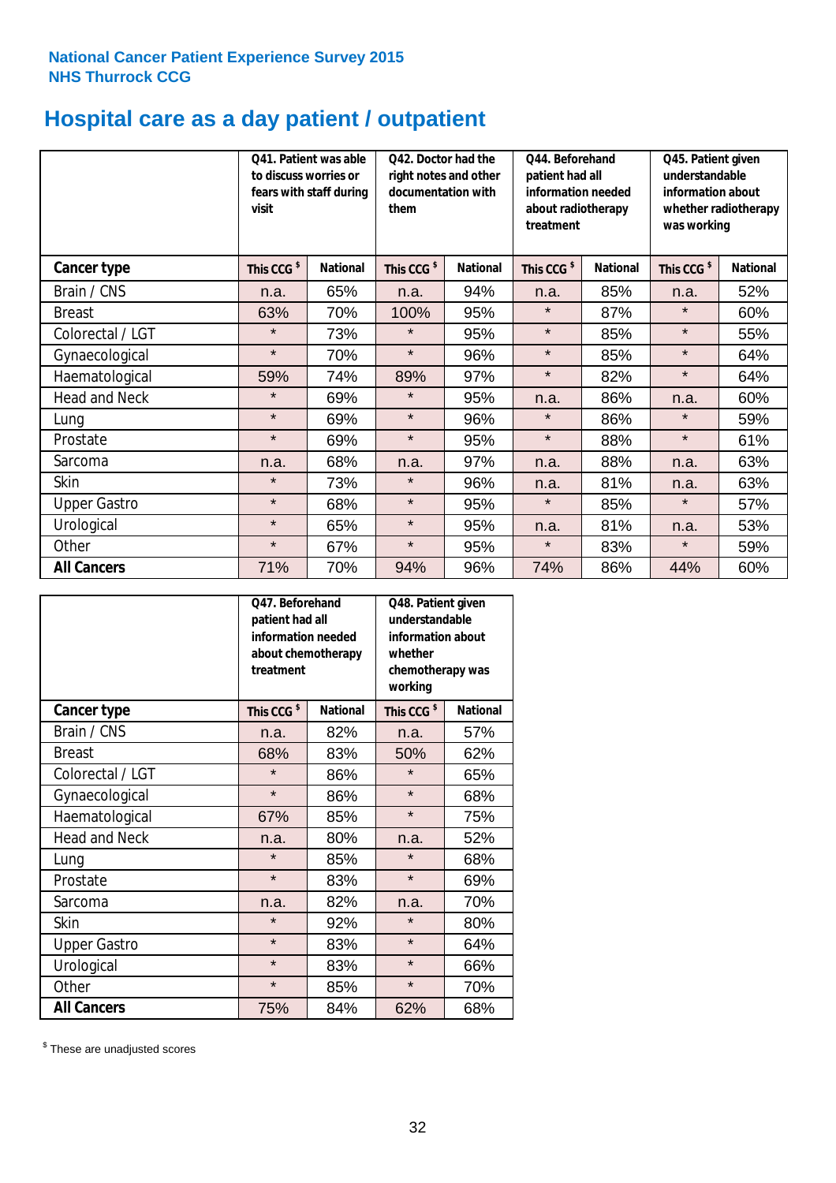National Cancer Patient Experience Survey 2015
NHS Thurrock CCG

# Hospital care as a day patient / outpatient

| | Q41. Patient was able to discuss worries or fears with staff during visit | | Q42. Doctor had the right notes and other documentation with them | | Q44. Beforehand patient had all information needed about radiotherapy treatment | | Q45. Patient given understandable information about whether radiotherapy was working | |
|---|---|---|---|---|---|---|---|---|
| **Cancer type** | **This CCG $** | **National** | **This CCG $** | **National** | **This CCG $** | **National** | **This CCG $** | **National** |
| Brain / CNS | n.a. | 65% | n.a. | 94% | n.a. | 85% | n.a. | 52% |
| Breast | 63% | 70% | 100% | 95% | * | 87% | * | 60% |
| Colorectal / LGT | * | 73% | * | 95% | * | 85% | * | 55% |
| Gynaecological | * | 70% | * | 96% | * | 85% | * | 64% |
| Haematological | 59% | 74% | 89% | 97% | * | 82% | * | 64% |
| Head and Neck | * | 69% | * | 95% | n.a. | 86% | n.a. | 60% |
| Lung | * | 69% | * | 96% | * | 86% | * | 59% |
| Prostate | * | 69% | * | 95% | * | 88% | * | 61% |
| Sarcoma | n.a. | 68% | n.a. | 97% | n.a. | 88% | n.a. | 63% |
| Skin | * | 73% | * | 96% | n.a. | 81% | n.a. | 63% |
| Upper Gastro | * | 68% | * | 95% | * | 85% | * | 57% |
| Urological | * | 65% | * | 95% | n.a. | 81% | n.a. | 53% |
| Other | * | 67% | * | 95% | * | 83% | * | 59% |
| **All Cancers** | 71% | 70% | 94% | 96% | 74% | 86% | 44% | 60% |

| | Q47. Beforehand patient had all information needed about chemotherapy treatment | | Q48. Patient given understandable information about whether chemotherapy was working | |
|---|---|---|---|---|
| **Cancer type** | **This CCG $** | **National** | **This CCG $** | **National** |
| Brain / CNS | n.a. | 82% | n.a. | 57% |
| Breast | 68% | 83% | 50% | 62% |
| Colorectal / LGT | * | 86% | * | 65% |
| Gynaecological | * | 86% | * | 68% |
| Haematological | 67% | 85% | * | 75% |
| Head and Neck | n.a. | 80% | n.a. | 52% |
| Lung | * | 85% | * | 68% |
| Prostate | * | 83% | * | 69% |
| Sarcoma | n.a. | 82% | n.a. | 70% |
| Skin | * | 92% | * | 80% |
| Upper Gastro | * | 83% | * | 64% |
| Urological | * | 83% | * | 66% |
| Other | * | 85% | * | 70% |
| **All Cancers** | 75% | 84% | 62% | 68% |

$ These are unadjusted scores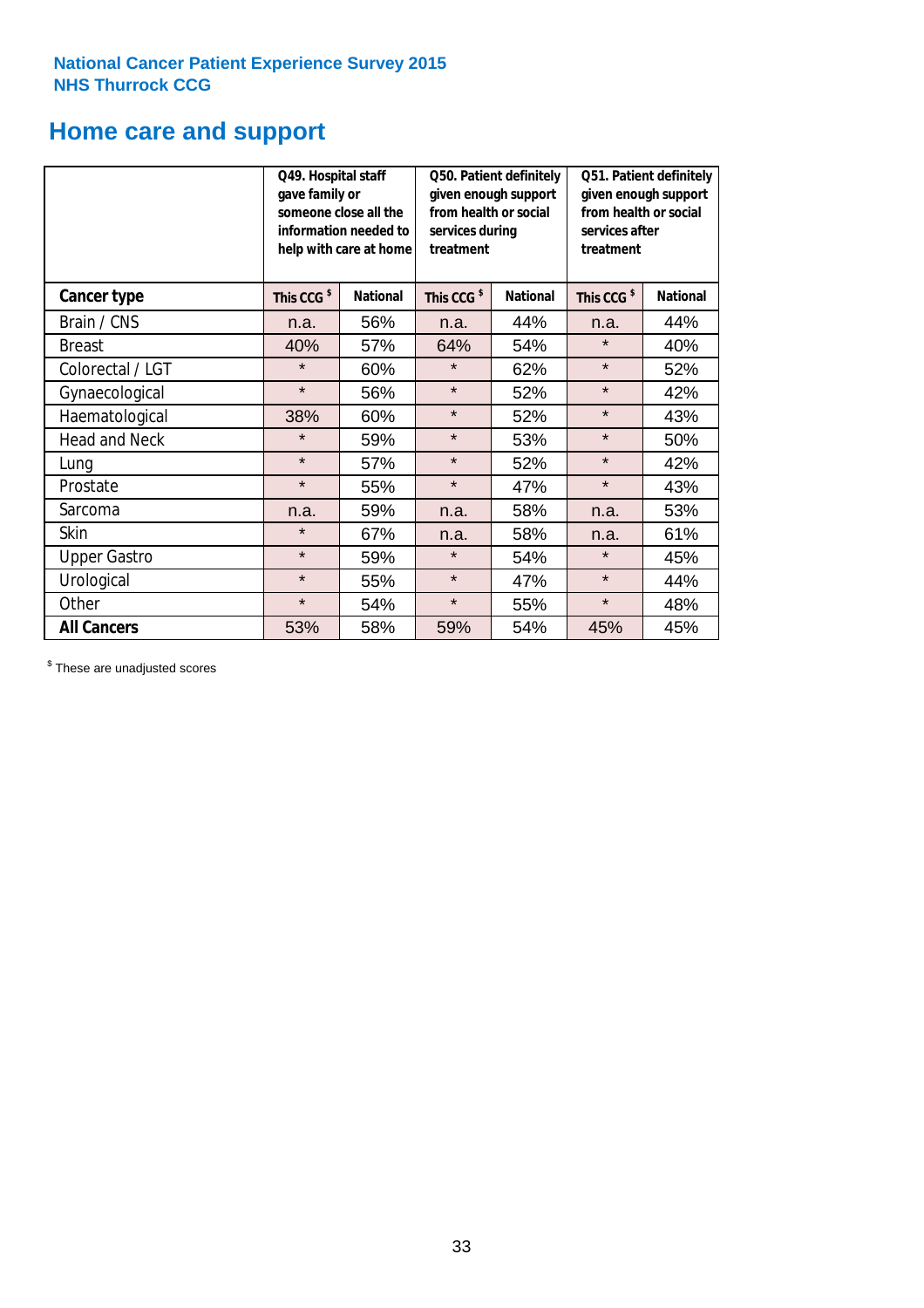**National Cancer Patient Experience Survey 2015**
**NHS Thurrock CCG**

# Home care and support

| | Q49. Hospital staff gave family or someone close all the information needed to help with care at home | | Q50. Patient definitely given enough support from health or social services during treatment | | Q51. Patient definitely given enough support from health or social services after treatment | |
|---|---|---|---|---|---|---|
| **Cancer type** | **This CCG $** | **National** | **This CCG $** | **National** | **This CCG $** | **National** |
| Brain / CNS | n.a. | 56% | n.a. | 44% | n.a. | 44% |
| Breast | 40% | 57% | 64% | 54% | * | 40% |
| Colorectal / LGT | * | 60% | * | 62% | * | 52% |
| Gynaecological | * | 56% | * | 52% | * | 42% |
| Haematological | 38% | 60% | * | 52% | * | 43% |
| Head and Neck | * | 59% | * | 53% | * | 50% |
| Lung | * | 57% | * | 52% | * | 42% |
| Prostate | * | 55% | * | 47% | * | 43% |
| Sarcoma | n.a. | 59% | n.a. | 58% | n.a. | 53% |
| Skin | * | 67% | n.a. | 58% | n.a. | 61% |
| Upper Gastro | * | 59% | * | 54% | * | 45% |
| Urological | * | 55% | * | 47% | * | 44% |
| Other | * | 54% | * | 55% | * | 48% |
| **All Cancers** | 53% | 58% | 59% | 54% | 45% | 45% |

$ These are unadjusted scores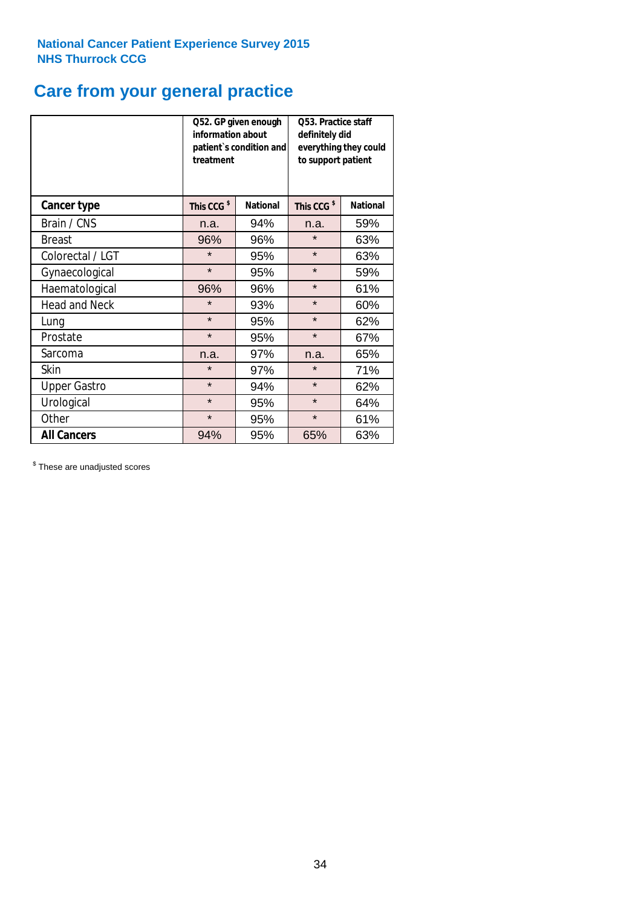**National Cancer Patient Experience Survey 2015**
**NHS Thurrock CCG**

# Care from your general practice

| | Q52. GP given enough information about patient`s condition and treatment | | Q53. Practice staff definitely did everything they could to support patient | |
|---|---|---|---|---|
| **Cancer type** | **This CCG $** | **National** | **This CCG $** | **National** |
| Brain / CNS | n.a. | 94% | n.a. | 59% |
| Breast | 96% | 96% | * | 63% |
| Colorectal / LGT | * | 95% | * | 63% |
| Gynaecological | * | 95% | * | 59% |
| Haematological | 96% | 96% | * | 61% |
| Head and Neck | * | 93% | * | 60% |
| Lung | * | 95% | * | 62% |
| Prostate | * | 95% | * | 67% |
| Sarcoma | n.a. | 97% | n.a. | 65% |
| Skin | * | 97% | * | 71% |
| Upper Gastro | * | 94% | * | 62% |
| Urological | * | 95% | * | 64% |
| Other | * | 95% | * | 61% |
| **All Cancers** | 94% | 95% | 65% | 63% |

$ These are unadjusted scores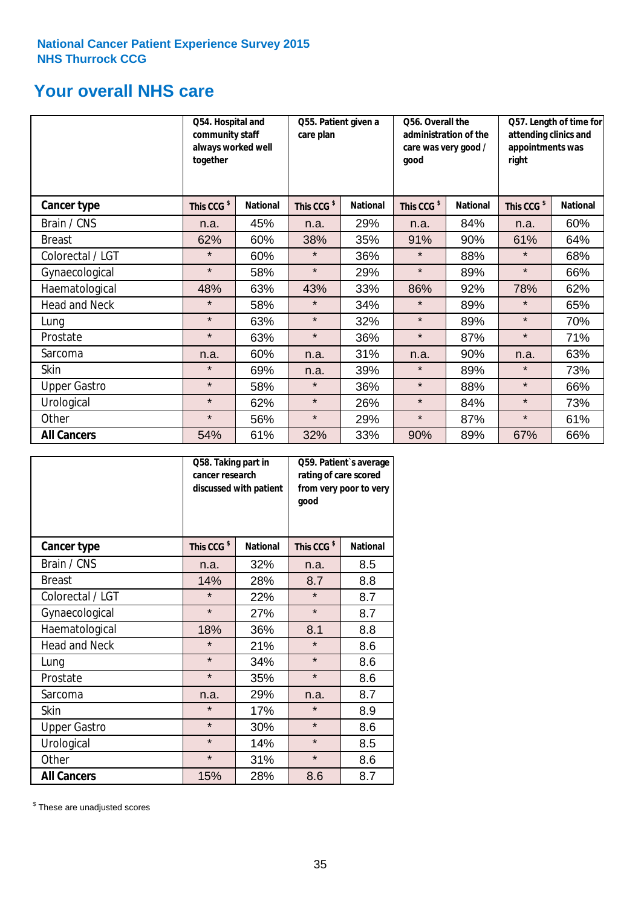National Cancer Patient Experience Survey 2015
NHS Thurrock CCG

## Your overall NHS care

| | Q54. Hospital and community staff always worked well together | | Q55. Patient given a care plan | | Q56. Overall the administration of the care was very good / good | | Q57. Length of time for attending clinics and appointments was right | |
|---|---|---|---|---|---|---|---|---|
| **Cancer type** | This CCG $ | National | This CCG $ | National | This CCG $ | National | This CCG $ | National |
| Brain / CNS | n.a. | 45% | n.a. | 29% | n.a. | 84% | n.a. | 60% |
| Breast | 62% | 60% | 38% | 35% | 91% | 90% | 61% | 64% |
| Colorectal / LGT | * | 60% | * | 36% | * | 88% | * | 68% |
| Gynaecological | * | 58% | * | 29% | * | 89% | * | 66% |
| Haematological | 48% | 63% | 43% | 33% | 86% | 92% | 78% | 62% |
| Head and Neck | * | 58% | * | 34% | * | 89% | * | 65% |
| Lung | * | 63% | * | 32% | * | 89% | * | 70% |
| Prostate | * | 63% | * | 36% | * | 87% | * | 71% |
| Sarcoma | n.a. | 60% | n.a. | 31% | n.a. | 90% | n.a. | 63% |
| Skin | * | 69% | n.a. | 39% | * | 89% | * | 73% |
| Upper Gastro | * | 58% | * | 36% | * | 88% | * | 66% |
| Urological | * | 62% | * | 26% | * | 84% | * | 73% |
| Other | * | 56% | * | 29% | * | 87% | * | 61% |
| **All Cancers** | 54% | 61% | 32% | 33% | 90% | 89% | 67% | 66% |

| | Q58. Taking part in cancer research discussed with patient | | Q59. Patient`s average rating of care scored from very poor to very good | |
|---|---|---|---|---|
| **Cancer type** | This CCG $ | National | This CCG $ | National |
| Brain / CNS | n.a. | 32% | n.a. | 8.5 |
| Breast | 14% | 28% | 8.7 | 8.8 |
| Colorectal / LGT | * | 22% | * | 8.7 |
| Gynaecological | * | 27% | * | 8.7 |
| Haematological | 18% | 36% | 8.1 | 8.8 |
| Head and Neck | * | 21% | * | 8.6 |
| Lung | * | 34% | * | 8.6 |
| Prostate | * | 35% | * | 8.6 |
| Sarcoma | n.a. | 29% | n.a. | 8.7 |
| Skin | * | 17% | * | 8.9 |
| Upper Gastro | * | 30% | * | 8.6 |
| Urological | * | 14% | * | 8.5 |
| Other | * | 31% | * | 8.6 |
| **All Cancers** | 15% | 28% | 8.6 | 8.7 |

$ These are unadjusted scores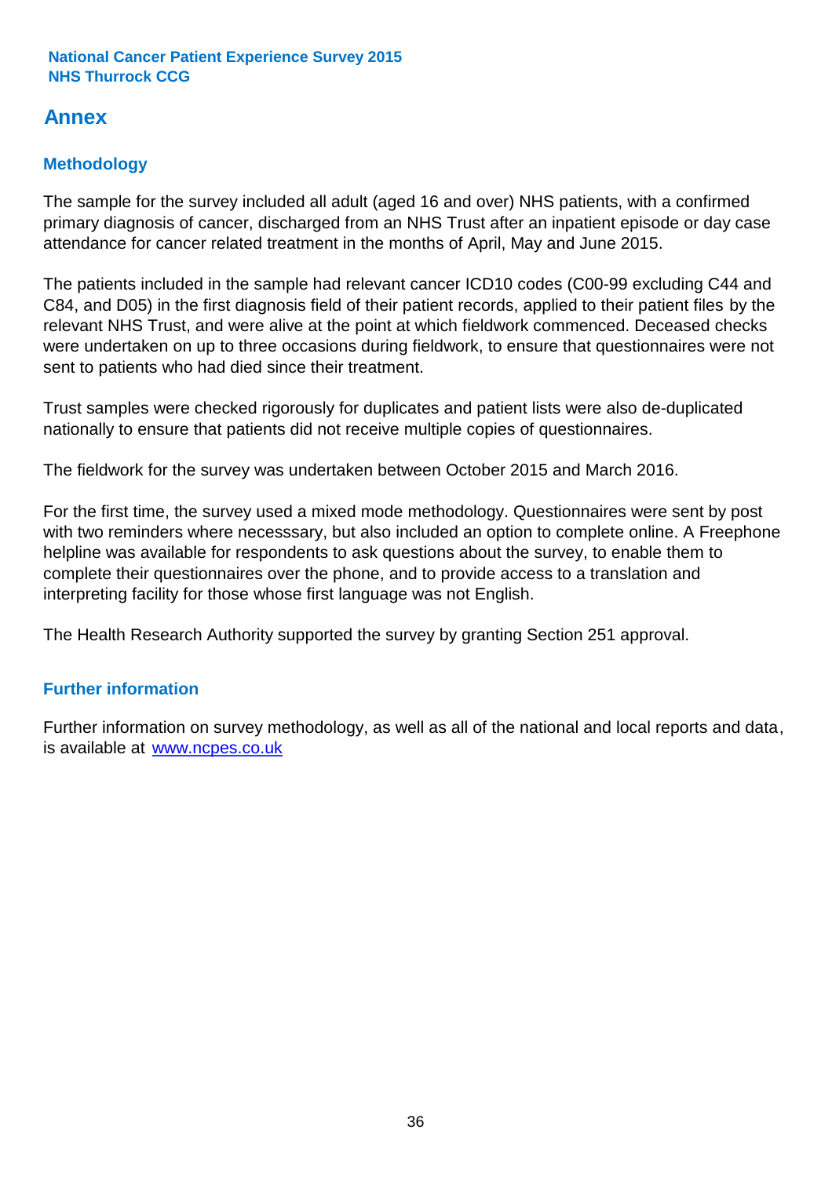# Annex

## Methodology

The sample for the survey included all adult (aged 16 and over) NHS patients, with a confirmed primary diagnosis of cancer, discharged from an NHS Trust after an inpatient episode or day case attendance for cancer related treatment in the months of April, May and June 2015.

The patients included in the sample had relevant cancer ICD10 codes (C00-99 excluding C44 and C84, and D05) in the first diagnosis field of their patient records, applied to their patient files by the relevant NHS Trust, and were alive at the point at which fieldwork commenced. Deceased checks were undertaken on up to three occasions during fieldwork, to ensure that questionnaires were not sent to patients who had died since their treatment.

Trust samples were checked rigorously for duplicates and patient lists were also de-duplicated nationally to ensure that patients did not receive multiple copies of questionnaires.

The fieldwork for the survey was undertaken between October 2015 and March 2016.

For the first time, the survey used a mixed mode methodology. Questionnaires were sent by post with two reminders where necesssary, but also included an option to complete online. A Freephone helpline was available for respondents to ask questions about the survey, to enable them to complete their questionnaires over the phone, and to provide access to a translation and interpreting facility for those whose first language was not English.

The Health Research Authority supported the survey by granting Section 251 approval.

## Further information

Further information on survey methodology, as well as all of the national and local reports and data, is available at [www.ncpes.co.uk](http://www.ncpes.co.uk)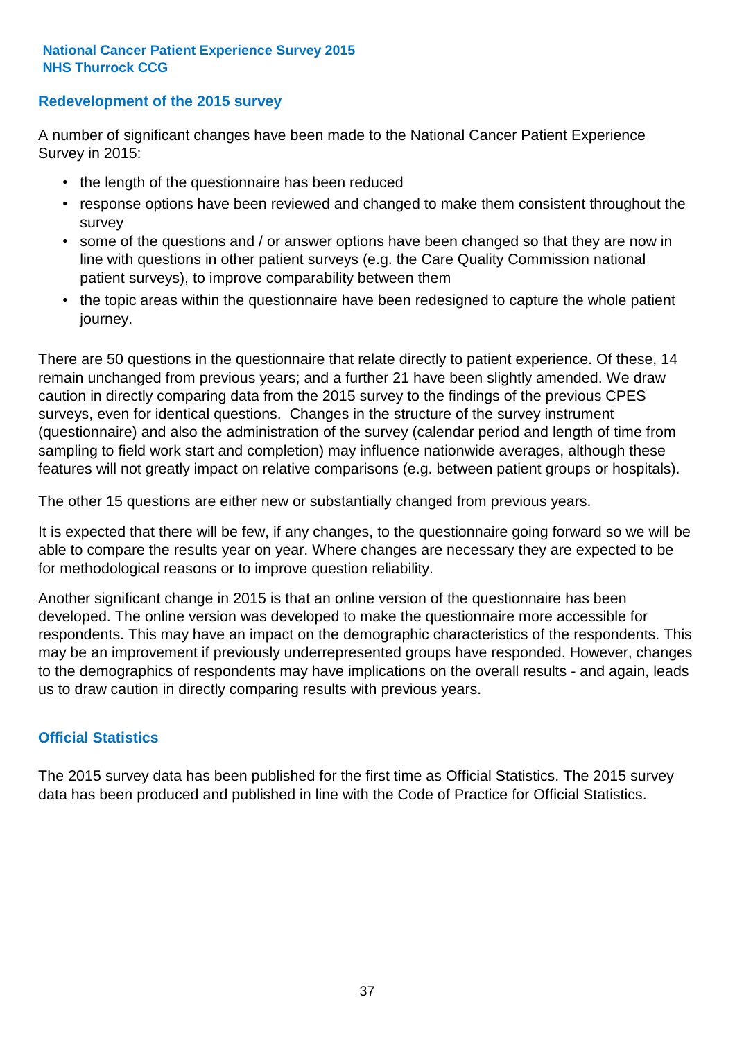## Redevelopment of the 2015 survey

A number of significant changes have been made to the National Cancer Patient Experience Survey in 2015:

- the length of the questionnaire has been reduced
- response options have been reviewed and changed to make them consistent throughout the survey
- some of the questions and / or answer options have been changed so that they are now in line with questions in other patient surveys (e.g. the Care Quality Commission national patient surveys), to improve comparability between them
- the topic areas within the questionnaire have been redesigned to capture the whole patient journey.

There are 50 questions in the questionnaire that relate directly to patient experience. Of these, 14 remain unchanged from previous years; and a further 21 have been slightly amended. We draw caution in directly comparing data from the 2015 survey to the findings of the previous CPES surveys, even for identical questions. Changes in the structure of the survey instrument (questionnaire) and also the administration of the survey (calendar period and length of time from sampling to field work start and completion) may influence nationwide averages, although these features will not greatly impact on relative comparisons (e.g. between patient groups or hospitals).

The other 15 questions are either new or substantially changed from previous years.

It is expected that there will be few, if any changes, to the questionnaire going forward so we will be able to compare the results year on year. Where changes are necessary they are expected to be for methodological reasons or to improve question reliability.

Another significant change in 2015 is that an online version of the questionnaire has been developed. The online version was developed to make the questionnaire more accessible for respondents. This may have an impact on the demographic characteristics of the respondents. This may be an improvement if previously underrepresented groups have responded. However, changes to the demographics of respondents may have implications on the overall results - and again, leads us to draw caution in directly comparing results with previous years.

## Official Statistics

The 2015 survey data has been published for the first time as Official Statistics. The 2015 survey data has been produced and published in line with the Code of Practice for Official Statistics.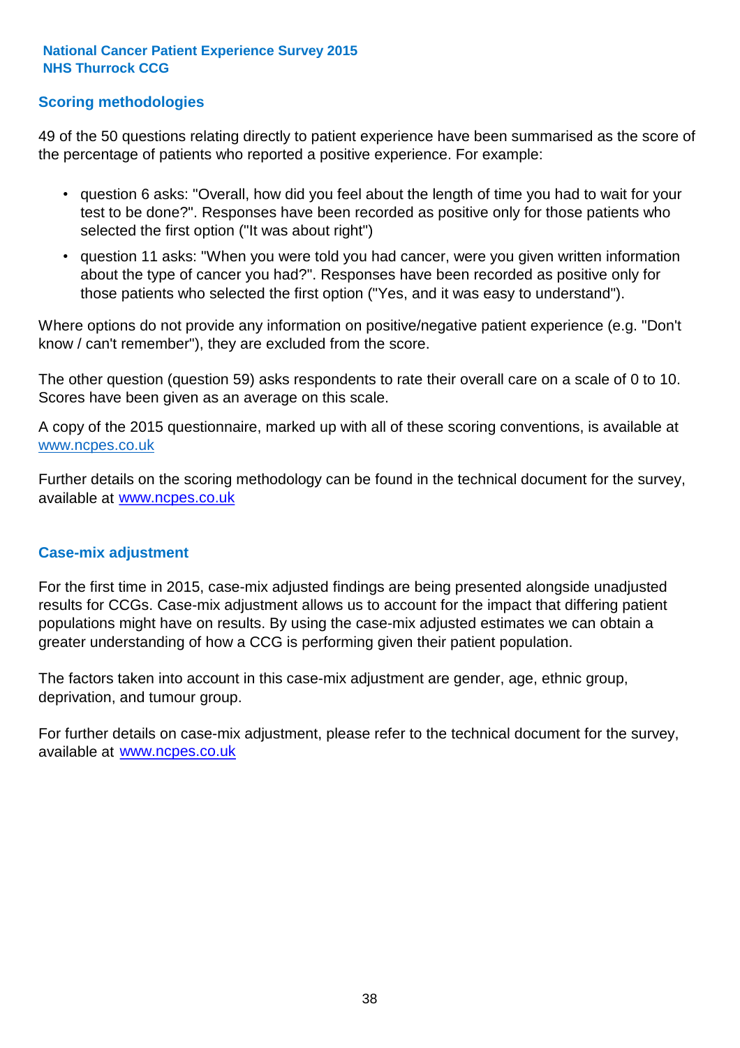## Scoring methodologies

49 of the 50 questions relating directly to patient experience have been summarised as the score of the percentage of patients who reported a positive experience. For example:

- question 6 asks: "Overall, how did you feel about the length of time you had to wait for your test to be done?". Responses have been recorded as positive only for those patients who selected the first option ("It was about right")
- question 11 asks: "When you were told you had cancer, were you given written information about the type of cancer you had?". Responses have been recorded as positive only for those patients who selected the first option ("Yes, and it was easy to understand").

Where options do not provide any information on positive/negative patient experience (e.g. "Don't know / can't remember"), they are excluded from the score.

The other question (question 59) asks respondents to rate their overall care on a scale of 0 to 10. Scores have been given as an average on this scale.

A copy of the 2015 questionnaire, marked up with all of these scoring conventions, is available at www.ncpes.co.uk

Further details on the scoring methodology can be found in the technical document for the survey, available at www.ncpes.co.uk

## Case-mix adjustment

For the first time in 2015, case-mix adjusted findings are being presented alongside unadjusted results for CCGs. Case-mix adjustment allows us to account for the impact that differing patient populations might have on results. By using the case-mix adjusted estimates we can obtain a greater understanding of how a CCG is performing given their patient population.

The factors taken into account in this case-mix adjustment are gender, age, ethnic group, deprivation, and tumour group.

For further details on case-mix adjustment, please refer to the technical document for the survey, available at www.ncpes.co.uk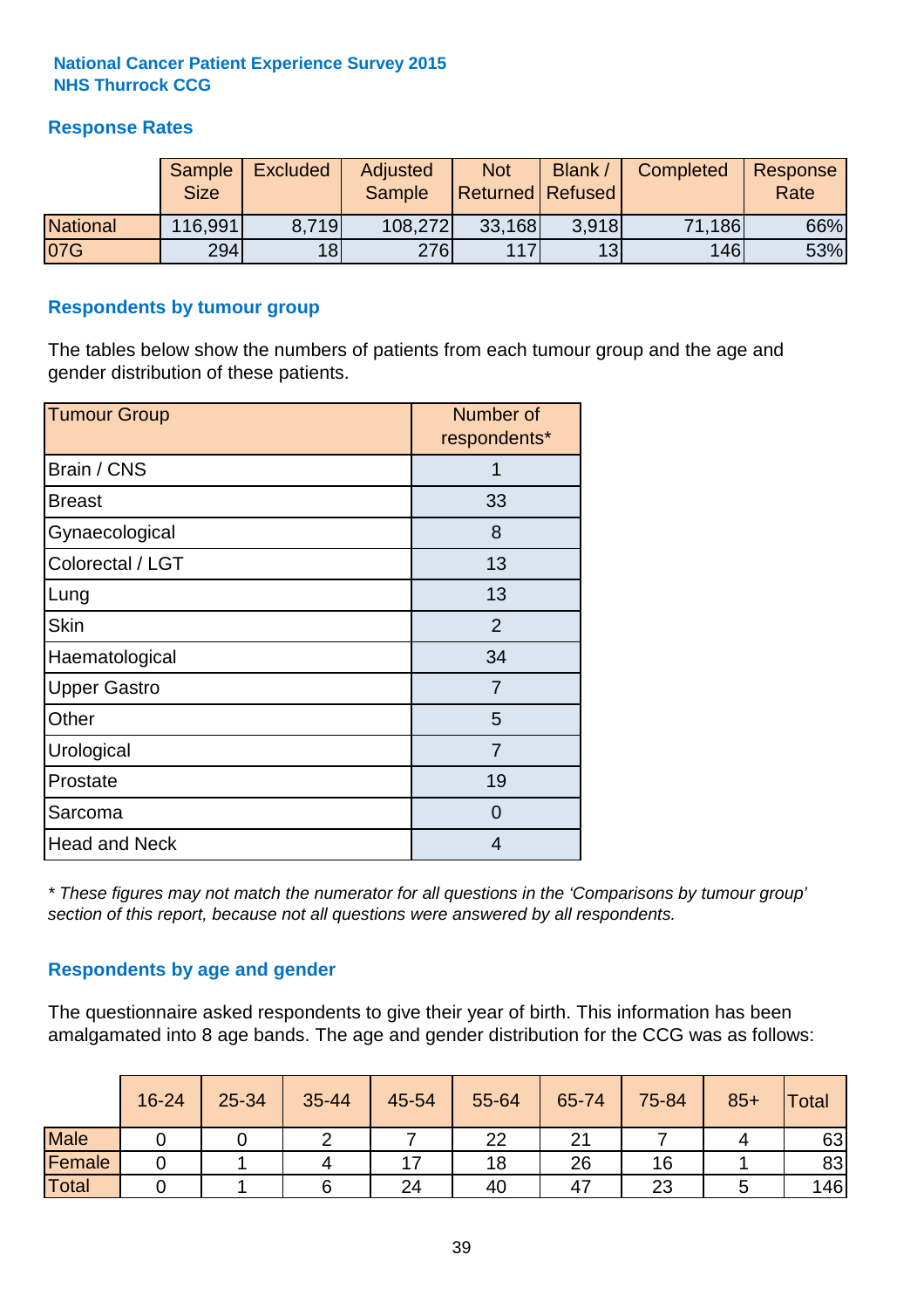**National Cancer Patient Experience Survey 2015**
**NHS Thurrock CCG**

## Response Rates

| | Sample Size | Excluded | Adjusted Sample | Not Returned | Blank / Refused | Completed | Response Rate |
|---|---|---|---|---|---|---|---|
| National | 116,991 | 8,719 | 108,272 | 33,168 | 3,918 | 71,186 | 66% |
| 07G | 294 | 18 | 276 | 117 | 13 | 146 | 53% |

## Respondents by tumour group

The tables below show the numbers of patients from each tumour group and the age and gender distribution of these patients.

| Tumour Group | Number of respondents* |
|---|---|
| Brain / CNS | 1 |
| Breast | 33 |
| Gynaecological | 8 |
| Colorectal / LGT | 13 |
| Lung | 13 |
| Skin | 2 |
| Haematological | 34 |
| Upper Gastro | 7 |
| Other | 5 |
| Urological | 7 |
| Prostate | 19 |
| Sarcoma | 0 |
| Head and Neck | 4 |

*\* These figures may not match the numerator for all questions in the 'Comparisons by tumour group' section of this report, because not all questions were answered by all respondents.*

## Respondents by age and gender

The questionnaire asked respondents to give their year of birth. This information has been amalgamated into 8 age bands. The age and gender distribution for the CCG was as follows:

| | 16-24 | 25-34 | 35-44 | 45-54 | 55-64 | 65-74 | 75-84 | 85+ | Total |
|---|---|---|---|---|---|---|---|---|---|
| Male | 0 | 0 | 2 | 7 | 22 | 21 | 7 | 4 | 63 |
| Female | 0 | 1 | 4 | 17 | 18 | 26 | 16 | 1 | 83 |
| Total | 0 | 1 | 6 | 24 | 40 | 47 | 23 | 5 | 146 |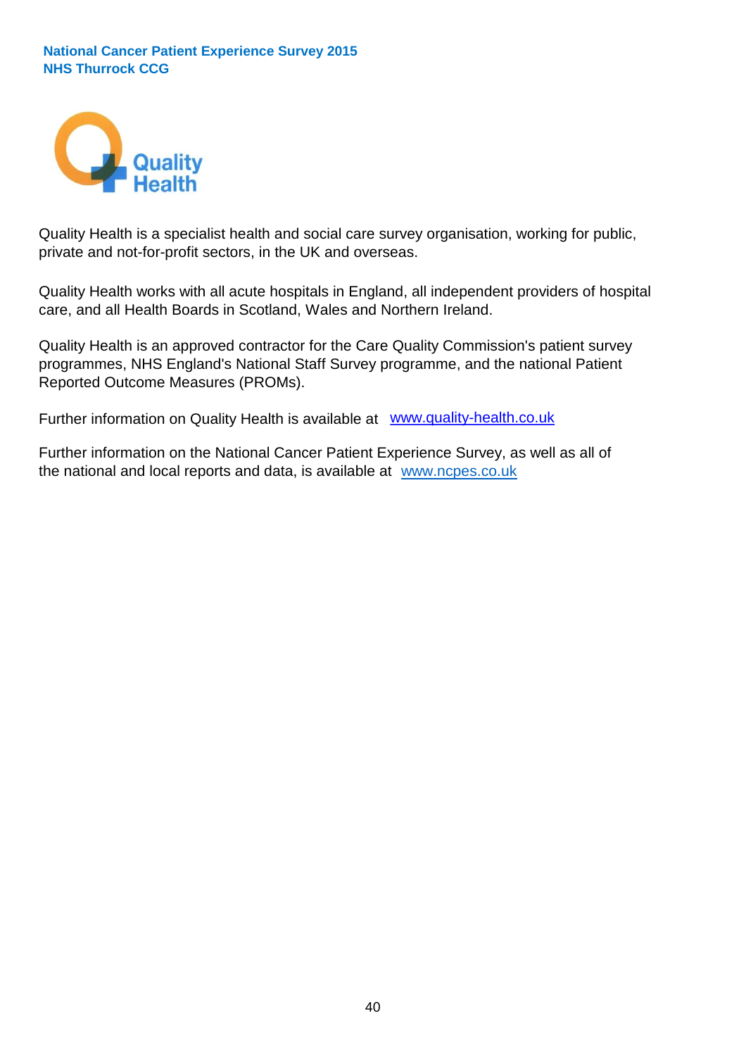Quality Health is a specialist health and social care survey organisation, working for public, private and not-for-profit sectors, in the UK and overseas.

Quality Health works with all acute hospitals in England, all independent providers of hospital care, and all Health Boards in Scotland, Wales and Northern Ireland.

Quality Health is an approved contractor for the Care Quality Commission's patient survey programmes, NHS England's National Staff Survey programme, and the national Patient Reported Outcome Measures (PROMs).

Further information on Quality Health is available at [www.quality-health.co.uk](http://www.quality-health.co.uk)

Further information on the National Cancer Patient Experience Survey, as well as all of the national and local reports and data, is available at [www.ncpes.co.uk](http://www.ncpes.co.uk)